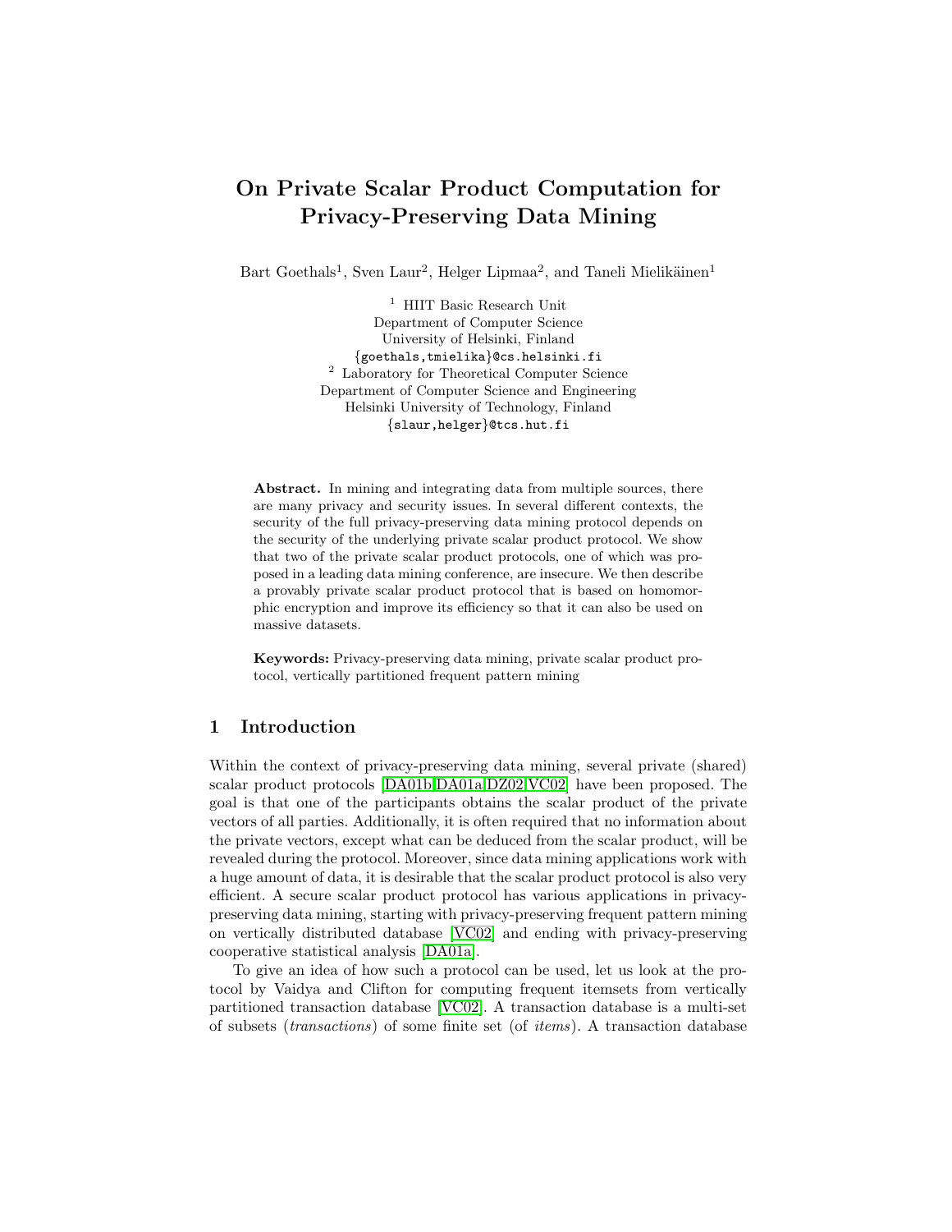# On Private Scalar Product Computation for Privacy-Preserving Data Mining

Bart Goethals[1], Sven Laur[2], Helger Lipmaa[2], and Taneli Mielikäinen[1]

[1] HIIT Basic Research Unit
Department of Computer Science
University of Helsinki, Finland
{goethals,tmielika}@cs.helsinki.fi

[2] Laboratory for Theoretical Computer Science
Department of Computer Science and Engineering
Helsinki University of Technology, Finland
{slaur,helger}@tcs.hut.fi

**Abstract.** In mining and integrating data from multiple sources, there are many privacy and security issues. In several different contexts, the security of the full privacy-preserving data mining protocol depends on the security of the underlying private scalar product protocol. We show that two of the private scalar product protocols, one of which was proposed in a leading data mining conference, are insecure. We then describe a provably private scalar product protocol that is based on homomorphic encryption and improve its efficiency so that it can also be used on massive datasets.

**Keywords:** Privacy-preserving data mining, private scalar product protocol, vertically partitioned frequent pattern mining

## 1 Introduction

Within the context of privacy-preserving data mining, several private (shared) scalar product protocols [DA01b,DA01a,DZ02,VC02] have been proposed. The goal is that one of the participants obtains the scalar product of the private vectors of all parties. Additionally, it is often required that no information about the private vectors, except what can be deduced from the scalar product, will be revealed during the protocol. Moreover, since data mining applications work with a huge amount of data, it is desirable that the scalar product protocol is also very efficient. A secure scalar product protocol has various applications in privacy-preserving data mining, starting with privacy-preserving frequent pattern mining on vertically distributed database [VC02] and ending with privacy-preserving cooperative statistical analysis [DA01a].

To give an idea of how such a protocol can be used, let us look at the protocol by Vaidya and Clifton for computing frequent itemsets from vertically partitioned transaction database [VC02]. A transaction database is a multi-set of subsets (*transactions*) of some finite set (of *items*). A transaction database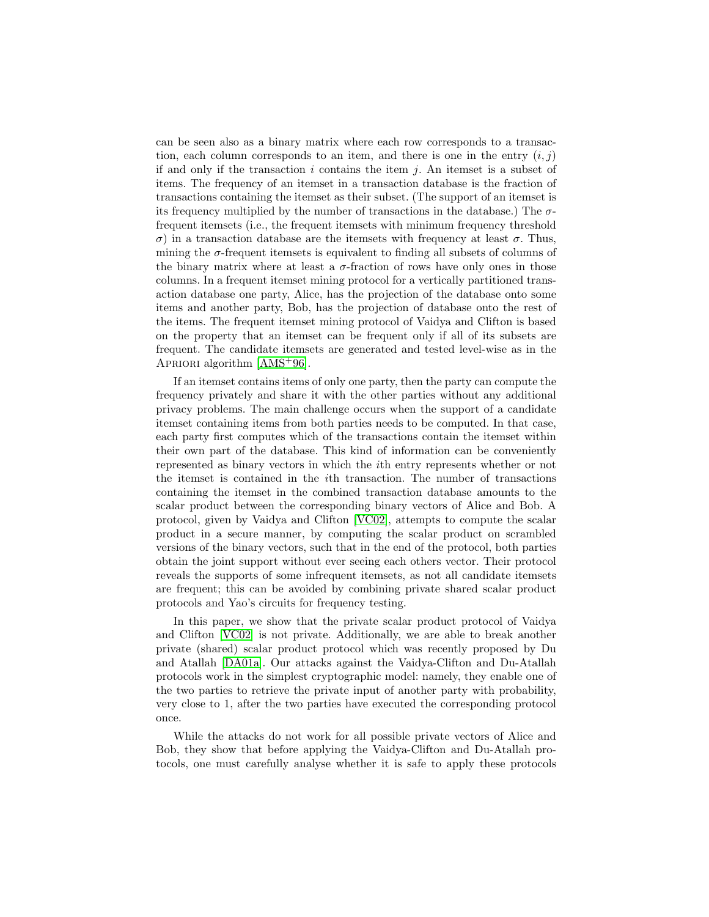can be seen also as a binary matrix where each row corresponds to a transaction, each column corresponds to an item, and there is one in the entry $(i, j)$ if and only if the transaction $i$ contains the item $j$. An itemset is a subset of items. The frequency of an itemset in a transaction database is the fraction of transactions containing the itemset as their subset. (The support of an itemset is its frequency multiplied by the number of transactions in the database.) The $\sigma$-frequent itemsets (i.e., the frequent itemsets with minimum frequency threshold $\sigma$) in a transaction database are the itemsets with frequency at least $\sigma$. Thus, mining the $\sigma$-frequent itemsets is equivalent to finding all subsets of columns of the binary matrix where at least a $\sigma$-fraction of rows have only ones in those columns. In a frequent itemset mining protocol for a vertically partitioned transaction database one party, Alice, has the projection of the database onto some items and another party, Bob, has the projection of database onto the rest of the items. The frequent itemset mining protocol of Vaidya and Clifton is based on the property that an itemset can be frequent only if all of its subsets are frequent. The candidate itemsets are generated and tested level-wise as in the Apriori algorithm [AMS+96].

If an itemset contains items of only one party, then the party can compute the frequency privately and share it with the other parties without any additional privacy problems. The main challenge occurs when the support of a candidate itemset containing items from both parties needs to be computed. In that case, each party first computes which of the transactions contain the itemset within their own part of the database. This kind of information can be conveniently represented as binary vectors in which the $i$th entry represents whether or not the itemset is contained in the $i$th transaction. The number of transactions containing the itemset in the combined transaction database amounts to the scalar product between the corresponding binary vectors of Alice and Bob. A protocol, given by Vaidya and Clifton [VC02], attempts to compute the scalar product in a secure manner, by computing the scalar product on scrambled versions of the binary vectors, such that in the end of the protocol, both parties obtain the joint support without ever seeing each others vector. Their protocol reveals the supports of some infrequent itemsets, as not all candidate itemsets are frequent; this can be avoided by combining private shared scalar product protocols and Yao's circuits for frequency testing.

In this paper, we show that the private scalar product protocol of Vaidya and Clifton [VC02] is not private. Additionally, we are able to break another private (shared) scalar product protocol which was recently proposed by Du and Atallah [DA01a]. Our attacks against the Vaidya-Clifton and Du-Atallah protocols work in the simplest cryptographic model: namely, they enable one of the two parties to retrieve the private input of another party with probability, very close to 1, after the two parties have executed the corresponding protocol once.

While the attacks do not work for all possible private vectors of Alice and Bob, they show that before applying the Vaidya-Clifton and Du-Atallah protocols, one must carefully analyse whether it is safe to apply these protocols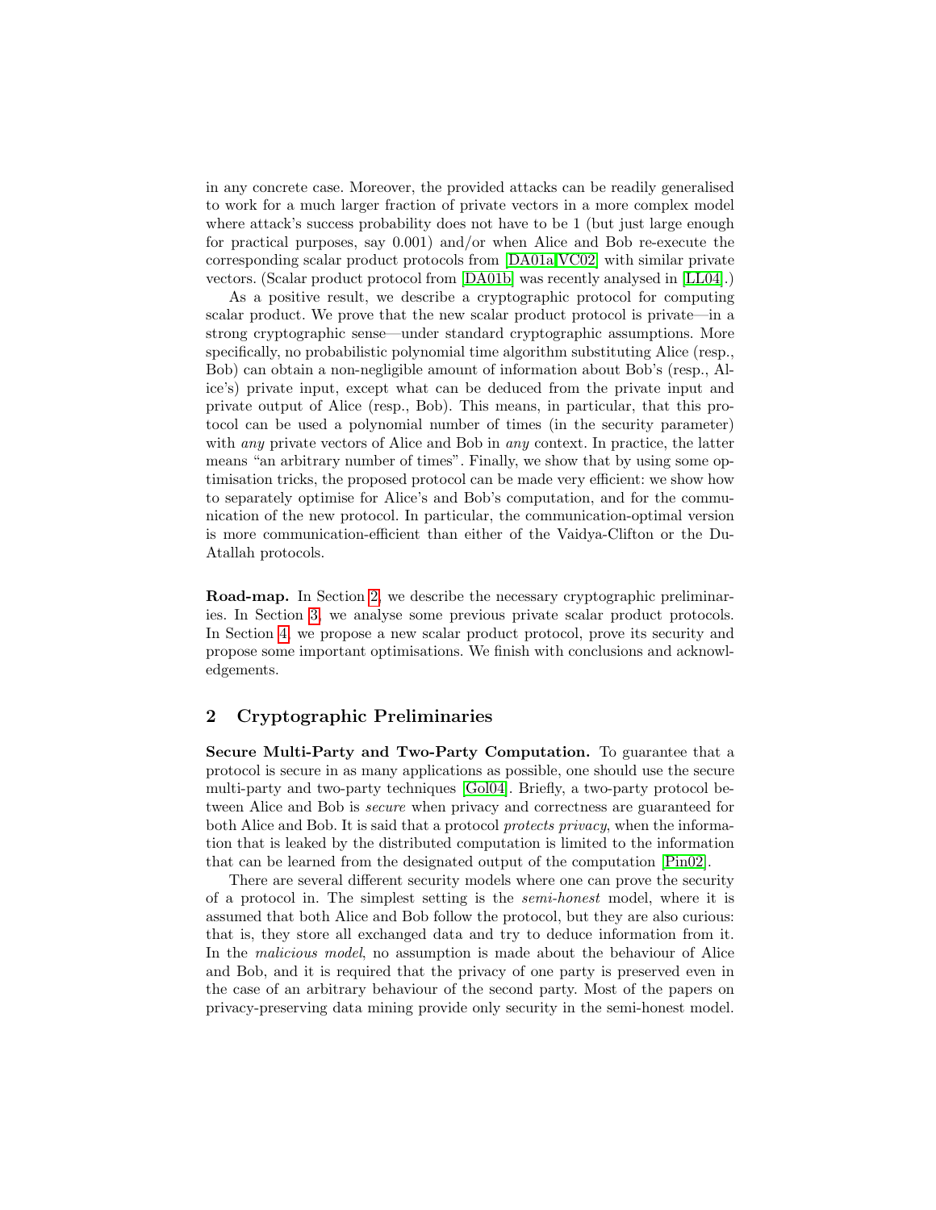in any concrete case. Moreover, the provided attacks can be readily generalised to work for a much larger fraction of private vectors in a more complex model where attack's success probability does not have to be 1 (but just large enough for practical purposes, say 0.001) and/or when Alice and Bob re-execute the corresponding scalar product protocols from [DA01a,VC02] with similar private vectors. (Scalar product protocol from [DA01b] was recently analysed in [LL04].)

As a positive result, we describe a cryptographic protocol for computing scalar product. We prove that the new scalar product protocol is private—in a strong cryptographic sense—under standard cryptographic assumptions. More specifically, no probabilistic polynomial time algorithm substituting Alice (resp., Bob) can obtain a non-negligible amount of information about Bob's (resp., Alice's) private input, except what can be deduced from the private input and private output of Alice (resp., Bob). This means, in particular, that this protocol can be used a polynomial number of times (in the security parameter) with *any* private vectors of Alice and Bob in *any* context. In practice, the latter means "an arbitrary number of times". Finally, we show that by using some optimisation tricks, the proposed protocol can be made very efficient: we show how to separately optimise for Alice's and Bob's computation, and for the communication of the new protocol. In particular, the communication-optimal version is more communication-efficient than either of the Vaidya-Clifton or the Du-Atallah protocols.

**Road-map.** In Section 2, we describe the necessary cryptographic preliminaries. In Section 3, we analyse some previous private scalar product protocols. In Section 4, we propose a new scalar product protocol, prove its security and propose some important optimisations. We finish with conclusions and acknowledgements.

## 2 Cryptographic Preliminaries

**Secure Multi-Party and Two-Party Computation.** To guarantee that a protocol is secure in as many applications as possible, one should use the secure multi-party and two-party techniques [Gol04]. Briefly, a two-party protocol between Alice and Bob is *secure* when privacy and correctness are guaranteed for both Alice and Bob. It is said that a protocol *protects privacy*, when the information that is leaked by the distributed computation is limited to the information that can be learned from the designated output of the computation [Pin02].

There are several different security models where one can prove the security of a protocol in. The simplest setting is the *semi-honest* model, where it is assumed that both Alice and Bob follow the protocol, but they are also curious: that is, they store all exchanged data and try to deduce information from it. In the *malicious model*, no assumption is made about the behaviour of Alice and Bob, and it is required that the privacy of one party is preserved even in the case of an arbitrary behaviour of the second party. Most of the papers on privacy-preserving data mining provide only security in the semi-honest model.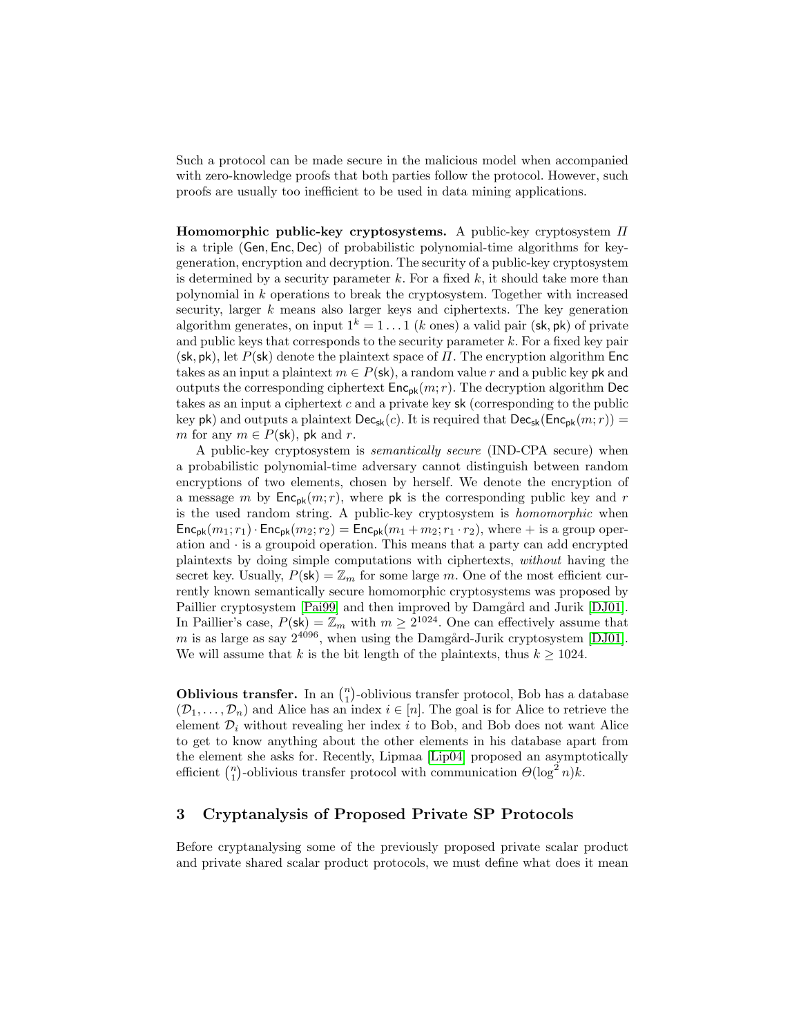Such a protocol can be made secure in the malicious model when accompanied with zero-knowledge proofs that both parties follow the protocol. However, such proofs are usually too inefficient to be used in data mining applications.

**Homomorphic public-key cryptosystems.** A public-key cryptosystem $\Pi$ is a triple $(\mathsf{Gen}, \mathsf{Enc}, \mathsf{Dec})$ of probabilistic polynomial-time algorithms for key-generation, encryption and decryption. The security of a public-key cryptosystem is determined by a security parameter $k$. For a fixed $k$, it should take more than polynomial in $k$ operations to break the cryptosystem. Together with increased security, larger $k$ means also larger keys and ciphertexts. The key generation algorithm generates, on input $1^k = 1 \ldots 1$ ($k$ ones) a valid pair $(\mathsf{sk}, \mathsf{pk})$ of private and public keys that corresponds to the security parameter $k$. For a fixed key pair $(\mathsf{sk}, \mathsf{pk})$, let $P(\mathsf{sk})$ denote the plaintext space of $\Pi$. The encryption algorithm $\mathsf{Enc}$ takes as an input a plaintext $m \in P(\mathsf{sk})$, a random value $r$ and a public key $\mathsf{pk}$ and outputs the corresponding ciphertext $\mathsf{Enc}_{\mathsf{pk}}(m; r)$. The decryption algorithm $\mathsf{Dec}$ takes as an input a ciphertext $c$ and a private key $\mathsf{sk}$ (corresponding to the public key $\mathsf{pk}$) and outputs a plaintext $\mathsf{Dec}_{\mathsf{sk}}(c)$. It is required that $\mathsf{Dec}_{\mathsf{sk}}(\mathsf{Enc}_{\mathsf{pk}}(m; r)) = m$ for any $m \in P(\mathsf{sk})$, $\mathsf{pk}$ and $r$.

A public-key cryptosystem is *semantically secure* (IND-CPA secure) when a probabilistic polynomial-time adversary cannot distinguish between random encryptions of two elements, chosen by herself. We denote the encryption of a message $m$ by $\mathsf{Enc}_{\mathsf{pk}}(m; r)$, where $\mathsf{pk}$ is the corresponding public key and $r$ is the used random string. A public-key cryptosystem is *homomorphic* when $\mathsf{Enc}_{\mathsf{pk}}(m_1; r_1) \cdot \mathsf{Enc}_{\mathsf{pk}}(m_2; r_2) = \mathsf{Enc}_{\mathsf{pk}}(m_1 + m_2; r_1 \cdot r_2)$, where $+$ is a group operation and $\cdot$ is a groupoid operation. This means that a party can add encrypted plaintexts by doing simple computations with ciphertexts, *without* having the secret key. Usually, $P(\mathsf{sk}) = \mathbb{Z}_m$ for some large $m$. One of the most efficient currently known semantically secure homomorphic cryptosystems was proposed by Paillier cryptosystem [Pai99] and then improved by Damgård and Jurik [DJ01]. In Paillier's case, $P(\mathsf{sk}) = \mathbb{Z}_m$ with $m \geq 2^{1024}$. One can effectively assume that $m$ is as large as say $2^{4096}$, when using the Damgård-Jurik cryptosystem [DJ01]. We will assume that $k$ is the bit length of the plaintexts, thus $k \geq 1024$.

**Oblivious transfer.** In an $\binom{n}{1}$-oblivious transfer protocol, Bob has a database $(\mathcal{D}_1, \ldots, \mathcal{D}_n)$ and Alice has an index $i \in [n]$. The goal is for Alice to retrieve the element $\mathcal{D}_i$ without revealing her index $i$ to Bob, and Bob does not want Alice to get to know anything about the other elements in his database apart from the element she asks for. Recently, Lipmaa [Lip04] proposed an asymptotically efficient $\binom{n}{1}$-oblivious transfer protocol with communication $\Theta(\log^2 n)k$.

## 3 Cryptanalysis of Proposed Private SP Protocols

Before cryptanalysing some of the previously proposed private scalar product and private shared scalar product protocols, we must define what does it mean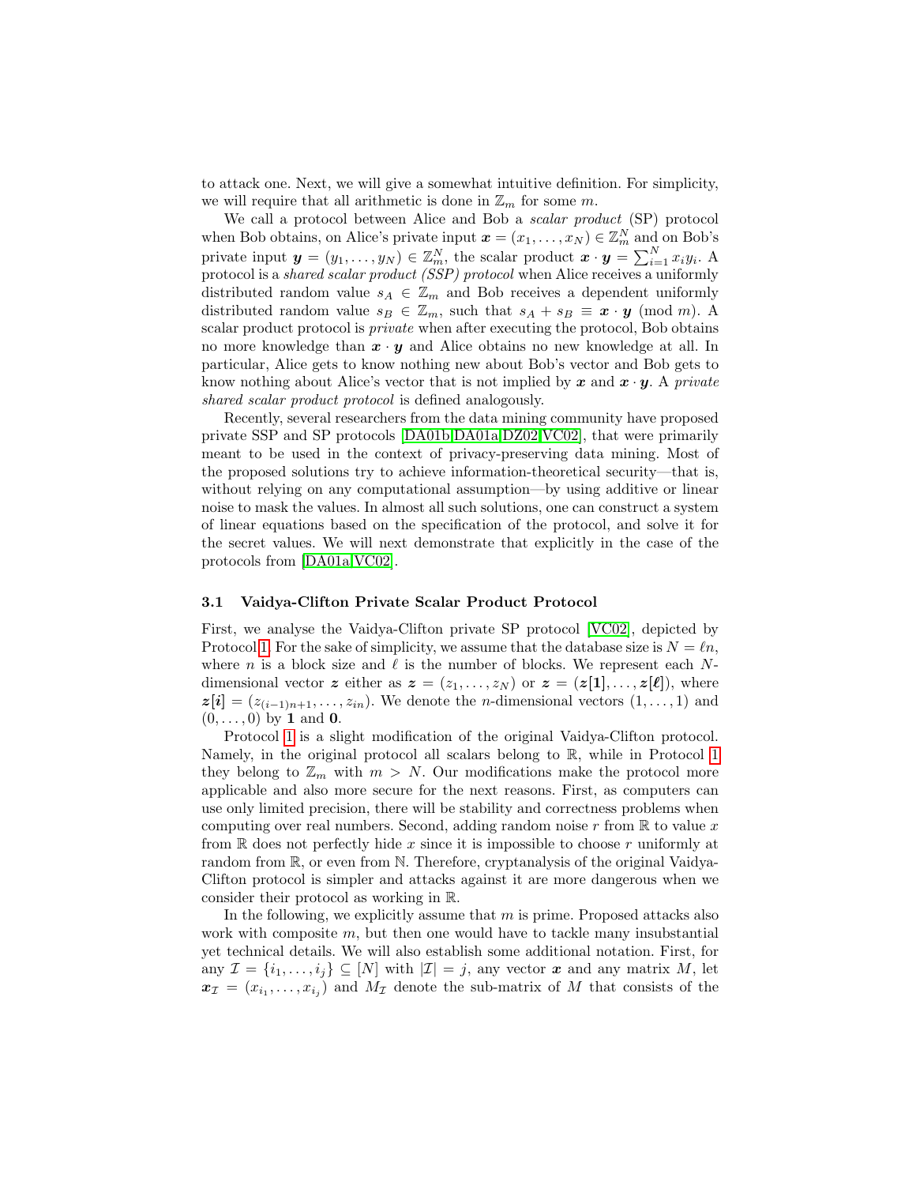to attack one. Next, we will give a somewhat intuitive definition. For simplicity, we will require that all arithmetic is done in $\mathbb{Z}_m$ for some $m$.

We call a protocol between Alice and Bob a *scalar product* (SP) protocol when Bob obtains, on Alice's private input $\boldsymbol{x} = (x_1, \ldots, x_N) \in \mathbb{Z}_m^N$ and on Bob's private input $\boldsymbol{y} = (y_1, \ldots, y_N) \in \mathbb{Z}_m^N$, the scalar product $\boldsymbol{x} \cdot \boldsymbol{y} = \sum_{i=1}^{N} x_i y_i$. A protocol is a *shared scalar product (SSP) protocol* when Alice receives a uniformly distributed random value $s_A \in \mathbb{Z}_m$ and Bob receives a dependent uniformly distributed random value $s_B \in \mathbb{Z}_m$, such that $s_A + s_B \equiv \boldsymbol{x} \cdot \boldsymbol{y} \pmod{m}$. A scalar product protocol is *private* when after executing the protocol, Bob obtains no more knowledge than $\boldsymbol{x} \cdot \boldsymbol{y}$ and Alice obtains no new knowledge at all. In particular, Alice gets to know nothing new about Bob's vector and Bob gets to know nothing about Alice's vector that is not implied by $\boldsymbol{x}$ and $\boldsymbol{x} \cdot \boldsymbol{y}$. A *private shared scalar product protocol* is defined analogously.

Recently, several researchers from the data mining community have proposed private SSP and SP protocols [DA01b,DA01a,DZ02,VC02], that were primarily meant to be used in the context of privacy-preserving data mining. Most of the proposed solutions try to achieve information-theoretical security—that is, without relying on any computational assumption—by using additive or linear noise to mask the values. In almost all such solutions, one can construct a system of linear equations based on the specification of the protocol, and solve it for the secret values. We will next demonstrate that explicitly in the case of the protocols from [DA01a,VC02].

### 3.1 Vaidya-Clifton Private Scalar Product Protocol

First, we analyse the Vaidya-Clifton private SP protocol [VC02], depicted by Protocol 1. For the sake of simplicity, we assume that the database size is $N = \ell n$, where $n$ is a block size and $\ell$ is the number of blocks. We represent each $N$-dimensional vector $\boldsymbol{z}$ either as $\boldsymbol{z} = (z_1, \ldots, z_N)$ or $\boldsymbol{z} = (\boldsymbol{z}[\mathbf{1}], \ldots, \boldsymbol{z}[\boldsymbol{\ell}])$, where $\boldsymbol{z}[\boldsymbol{i}] = (z_{(i-1)n+1}, \ldots, z_{in})$. We denote the $n$-dimensional vectors $(1, \ldots, 1)$ and $(0, \ldots, 0)$ by $\mathbf{1}$ and $\mathbf{0}$.

Protocol 1 is a slight modification of the original Vaidya-Clifton protocol. Namely, in the original protocol all scalars belong to $\mathbb{R}$, while in Protocol 1 they belong to $\mathbb{Z}_m$ with $m > N$. Our modifications make the protocol more applicable and also more secure for the next reasons. First, as computers can use only limited precision, there will be stability and correctness problems when computing over real numbers. Second, adding random noise $r$ from $\mathbb{R}$ to value $x$ from $\mathbb{R}$ does not perfectly hide $x$ since it is impossible to choose $r$ uniformly at random from $\mathbb{R}$, or even from $\mathbb{N}$. Therefore, cryptanalysis of the original Vaidya-Clifton protocol is simpler and attacks against it are more dangerous when we consider their protocol as working in $\mathbb{R}$.

In the following, we explicitly assume that $m$ is prime. Proposed attacks also work with composite $m$, but then one would have to tackle many insubstantial yet technical details. We will also establish some additional notation. First, for any $\mathcal{I} = \{i_1, \ldots, i_j\} \subseteq [N]$ with $|\mathcal{I}| = j$, any vector $\boldsymbol{x}$ and any matrix $M$, let $\boldsymbol{x}_{\mathcal{I}} = (x_{i_1}, \ldots, x_{i_j})$ and $M_{\mathcal{I}}$ denote the sub-matrix of $M$ that consists of the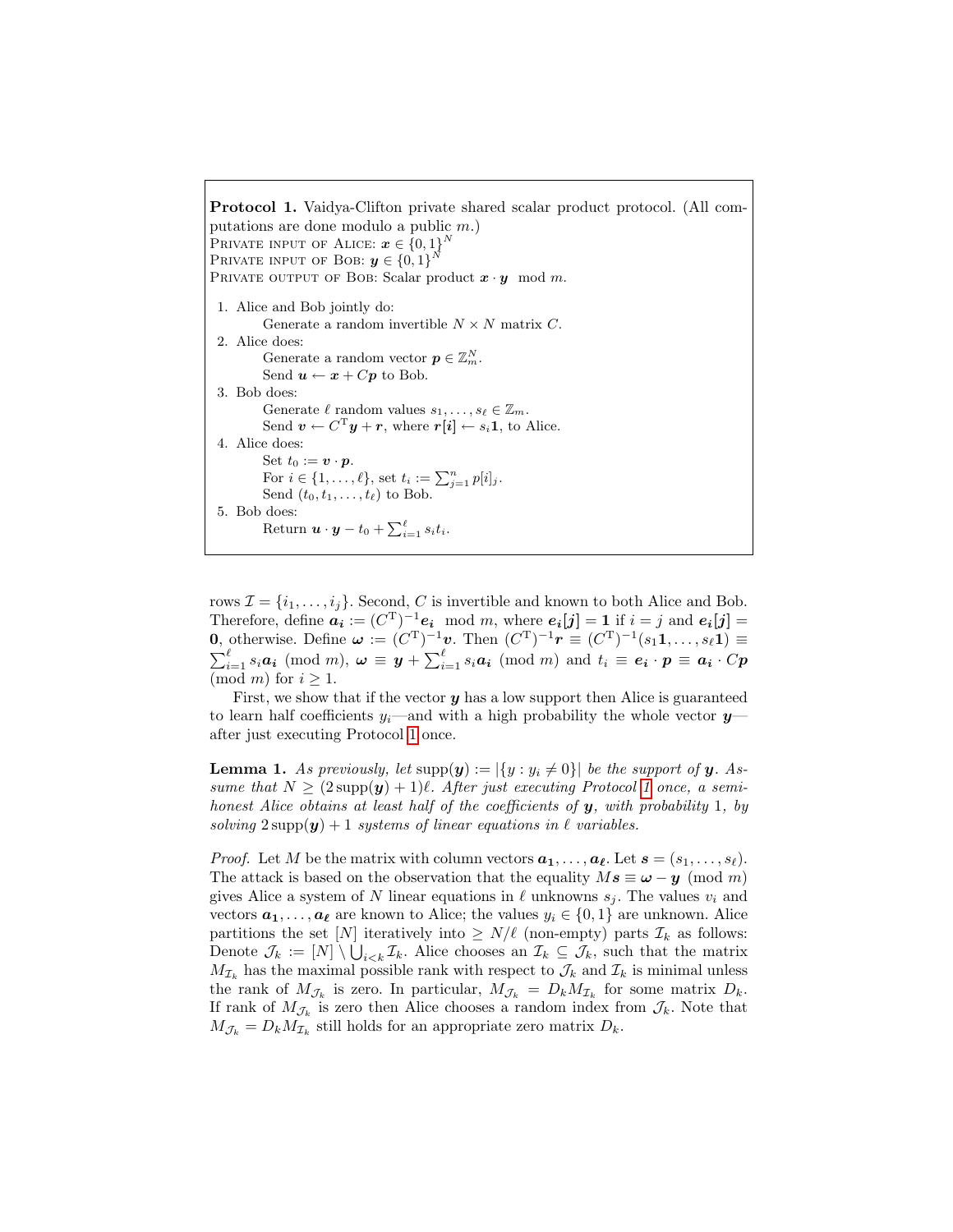**Protocol 1.** Vaidya-Clifton private shared scalar product protocol. (All computations are done modulo a public $m$.)
PRIVATE INPUT OF ALICE: $\boldsymbol{x} \in \{0,1\}^N$
PRIVATE INPUT OF BOB: $\boldsymbol{y} \in \{0,1\}^N$
PRIVATE OUTPUT OF BOB: Scalar product $\boldsymbol{x} \cdot \boldsymbol{y} \mod m$.

1. Alice and Bob jointly do:
   Generate a random invertible $N \times N$ matrix $C$.
2. Alice does:
   Generate a random vector $\boldsymbol{p} \in \mathbb{Z}_m^N$.
   Send $\boldsymbol{u} \leftarrow \boldsymbol{x} + C\boldsymbol{p}$ to Bob.
3. Bob does:
   Generate $\ell$ random values $s_1, \dots, s_\ell \in \mathbb{Z}_m$.
   Send $\boldsymbol{v} \leftarrow C^{\mathrm{T}}\boldsymbol{y} + \boldsymbol{r}$, where $\boldsymbol{r[i]} \leftarrow s_i\boldsymbol{1}$, to Alice.
4. Alice does:
   Set $t_0 := \boldsymbol{v} \cdot \boldsymbol{p}$.
   For $i \in \{1, \dots, \ell\}$, set $t_i := \sum_{j=1}^{n} p[i]_j$.
   Send $(t_0, t_1, \dots, t_\ell)$ to Bob.
5. Bob does:
   Return $\boldsymbol{u} \cdot \boldsymbol{y} - t_0 + \sum_{i=1}^{\ell} s_i t_i$.

rows $\mathcal{I} = \{i_1, \dots, i_j\}$. Second, $C$ is invertible and known to both Alice and Bob. Therefore, define $\boldsymbol{a_i} := (C^{\mathrm{T}})^{-1}\boldsymbol{e_i} \mod m$, where $\boldsymbol{e_i[j]} = \boldsymbol{1}$ if $i = j$ and $\boldsymbol{e_i[j]} = \boldsymbol{0}$, otherwise. Define $\boldsymbol{\omega} := (C^{\mathrm{T}})^{-1}\boldsymbol{v}$. Then $(C^{\mathrm{T}})^{-1}\boldsymbol{r} \equiv (C^{\mathrm{T}})^{-1}(s_1\boldsymbol{1}, \dots, s_\ell\boldsymbol{1}) \equiv \sum_{i=1}^{\ell} s_i\boldsymbol{a_i} \pmod{m}$, $\boldsymbol{\omega} \equiv \boldsymbol{y} + \sum_{i=1}^{\ell} s_i\boldsymbol{a_i} \pmod{m}$ and $t_i \equiv \boldsymbol{e_i} \cdot \boldsymbol{p} \equiv \boldsymbol{a_i} \cdot C\boldsymbol{p} \pmod{m}$ for $i \geq 1$.

First, we show that if the vector $\boldsymbol{y}$ has a low support then Alice is guaranteed to learn half coefficients $y_i$—and with a high probability the whole vector $\boldsymbol{y}$—after just executing Protocol 1 once.

**Lemma 1.** *As previously, let* $\operatorname{supp}(\boldsymbol{y}) := |\{y : y_i \neq 0\}|$ *be the support of* $\boldsymbol{y}$*. Assume that* $N \geq (2\operatorname{supp}(\boldsymbol{y}) + 1)\ell$*. After just executing Protocol 1 once, a semi-honest Alice obtains at least half of the coefficients of* $\boldsymbol{y}$*, with probability* 1*, by solving* $2\operatorname{supp}(\boldsymbol{y}) + 1$ *systems of linear equations in* $\ell$ *variables.*

*Proof.* Let $M$ be the matrix with column vectors $\boldsymbol{a_1}, \dots, \boldsymbol{a_\ell}$. Let $\boldsymbol{s} = (s_1, \dots, s_\ell)$. The attack is based on the observation that the equality $M\boldsymbol{s} \equiv \boldsymbol{\omega} - \boldsymbol{y} \pmod{m}$ gives Alice a system of $N$ linear equations in $\ell$ unknowns $s_j$. The values $v_i$ and vectors $\boldsymbol{a_1}, \dots, \boldsymbol{a_\ell}$ are known to Alice; the values $y_i \in \{0,1\}$ are unknown. Alice partitions the set $[N]$ iteratively into $\geq N/\ell$ (non-empty) parts $\mathcal{I}_k$ as follows: Denote $\mathcal{J}_k := [N] \setminus \bigcup_{i<k} \mathcal{I}_k$. Alice chooses an $\mathcal{I}_k \subseteq \mathcal{J}_k$, such that the matrix $M_{\mathcal{I}_k}$ has the maximal possible rank with respect to $\mathcal{J}_k$ and $\mathcal{I}_k$ is minimal unless the rank of $M_{\mathcal{J}_k}$ is zero. In particular, $M_{\mathcal{J}_k} = D_k M_{\mathcal{I}_k}$ for some matrix $D_k$. If rank of $M_{\mathcal{J}_k}$ is zero then Alice chooses a random index from $\mathcal{J}_k$. Note that $M_{\mathcal{J}_k} = D_k M_{\mathcal{I}_k}$ still holds for an appropriate zero matrix $D_k$.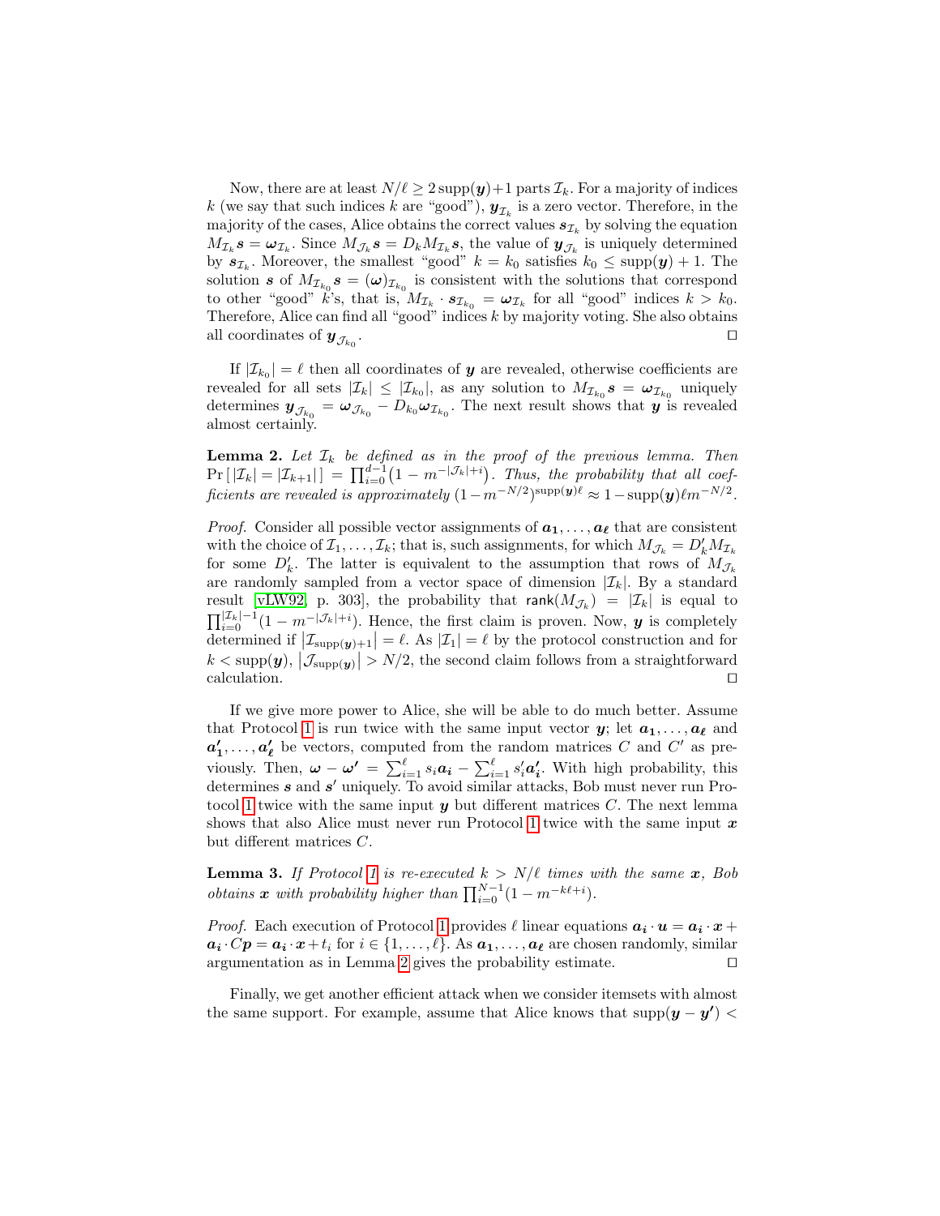Now, there are at least $N/\ell \geq 2\,\mathrm{supp}(\boldsymbol{y})+1$ parts $\mathcal{I}_k$. For a majority of indices $k$ (we say that such indices $k$ are "good"), $\boldsymbol{y}_{\mathcal{I}_k}$ is a zero vector. Therefore, in the majority of the cases, Alice obtains the correct values $\boldsymbol{s}_{\mathcal{I}_k}$ by solving the equation $M_{\mathcal{I}_k}\boldsymbol{s} = \boldsymbol{\omega}_{\mathcal{I}_k}$. Since $M_{\mathcal{J}_k}\boldsymbol{s} = D_k M_{\mathcal{I}_k}\boldsymbol{s}$, the value of $\boldsymbol{y}_{\mathcal{J}_k}$ is uniquely determined by $\boldsymbol{s}_{\mathcal{I}_k}$. Moreover, the smallest "good" $k = k_0$ satisfies $k_0 \leq \mathrm{supp}(\boldsymbol{y}) + 1$. The solution $\boldsymbol{s}$ of $M_{\mathcal{I}_{k_0}}\boldsymbol{s} = (\boldsymbol{\omega})_{\mathcal{I}_{k_0}}$ is consistent with the solutions that correspond to other "good" $k$'s, that is, $M_{\mathcal{I}_k} \cdot \boldsymbol{s}_{\mathcal{I}_{k_0}} = \boldsymbol{\omega}_{\mathcal{I}_k}$ for all "good" $k > k_0$. Therefore, Alice can find all "good" indices $k$ by majority voting. She also obtains all coordinates of $\boldsymbol{y}_{\mathcal{J}_{k_0}}$. □

If $|\mathcal{I}_{k_0}| = \ell$ then all coordinates of $\boldsymbol{y}$ are revealed, otherwise coefficients are revealed for all sets $|\mathcal{I}_k| \leq |\mathcal{I}_{k_0}|$, as any solution to $M_{\mathcal{I}_{k_0}}\boldsymbol{s} = \boldsymbol{\omega}_{\mathcal{I}_{k_0}}$ uniquely determines $\boldsymbol{y}_{\mathcal{J}_{k_0}} = \boldsymbol{\omega}_{\mathcal{J}_{k_0}} - D_{k_0}\boldsymbol{\omega}_{\mathcal{I}_{k_0}}$. The next result shows that $\boldsymbol{y}$ is revealed almost certainly.

**Lemma 2.** *Let $\mathcal{I}_k$ be defined as in the proof of the previous lemma. Then $\Pr\left[\,|\mathcal{I}_k| = |\mathcal{I}_{k+1}|\,\right] = \prod_{i=0}^{d-1}\bigl(1 - m^{-|\mathcal{J}_k|+i}\bigr)$. Thus, the probability that all coefficients are revealed is approximately $(1-m^{-N/2})^{\mathrm{supp}(\boldsymbol{y})\ell} \approx 1 - \mathrm{supp}(\boldsymbol{y})\ell m^{-N/2}$.*

*Proof.* Consider all possible vector assignments of $\boldsymbol{a_1}, \ldots, \boldsymbol{a_\ell}$ that are consistent with the choice of $\mathcal{I}_1, \ldots, \mathcal{I}_k$; that is, such assignments, for which $M_{\mathcal{J}_k} = D'_k M_{\mathcal{I}_k}$ for some $D'_k$. The latter is equivalent to the assumption that rows of $M_{\mathcal{J}_k}$ are randomly sampled from a vector space of dimension $|\mathcal{I}_k|$. By a standard result [vLW92, p. 303], the probability that $\mathsf{rank}(M_{\mathcal{J}_k}) = |\mathcal{I}_k|$ is equal to $\prod_{i=0}^{|\mathcal{I}_k|-1}(1 - m^{-|\mathcal{J}_k|+i})$. Hence, the first claim is proven. Now, $\boldsymbol{y}$ is completely determined if $\left|\mathcal{I}_{\mathrm{supp}(\boldsymbol{y})+1}\right| = \ell$. As $|\mathcal{I}_1| = \ell$ by the protocol construction and for $k < \mathrm{supp}(\boldsymbol{y})$, $\left|\mathcal{J}_{\mathrm{supp}(\boldsymbol{y})}\right| > N/2$, the second claim follows from a straightforward calculation. □

If we give more power to Alice, she will be able to do much better. Assume that Protocol 1 is run twice with the same input vector $\boldsymbol{y}$; let $\boldsymbol{a_1}, \ldots, \boldsymbol{a_\ell}$ and $\boldsymbol{a'_1}, \ldots, \boldsymbol{a'_\ell}$ be vectors, computed from the random matrices $C$ and $C'$ as previously. Then, $\boldsymbol{\omega} - \boldsymbol{\omega'} = \sum_{i=1}^{\ell} s_i\boldsymbol{a_i} - \sum_{i=1}^{\ell} s'_i\boldsymbol{a'_i}$. With high probability, this determines $\boldsymbol{s}$ and $\boldsymbol{s'}$ uniquely. To avoid similar attacks, Bob must never run Protocol 1 twice with the same input $\boldsymbol{y}$ but different matrices $C$. The next lemma shows that also Alice must never run Protocol 1 twice with the same input $\boldsymbol{x}$ but different matrices $C$.

**Lemma 3.** *If Protocol 1 is re-executed $k > N/\ell$ times with the same $\boldsymbol{x}$, Bob obtains $\boldsymbol{x}$ with probability higher than $\prod_{i=0}^{N-1}(1 - m^{-k\ell+i})$.*

*Proof.* Each execution of Protocol 1 provides $\ell$ linear equations $\boldsymbol{a_i}\cdot\boldsymbol{u} = \boldsymbol{a_i}\cdot\boldsymbol{x} + \boldsymbol{a_i}\cdot C\boldsymbol{p} = \boldsymbol{a_i}\cdot\boldsymbol{x} + t_i$ for $i \in \{1, \ldots, \ell\}$. As $\boldsymbol{a_1}, \ldots, \boldsymbol{a_\ell}$ are chosen randomly, similar argumentation as in Lemma 2 gives the probability estimate. □

Finally, we get another efficient attack when we consider itemsets with almost the same support. For example, assume that Alice knows that $\mathrm{supp}(\boldsymbol{y} - \boldsymbol{y'}) <$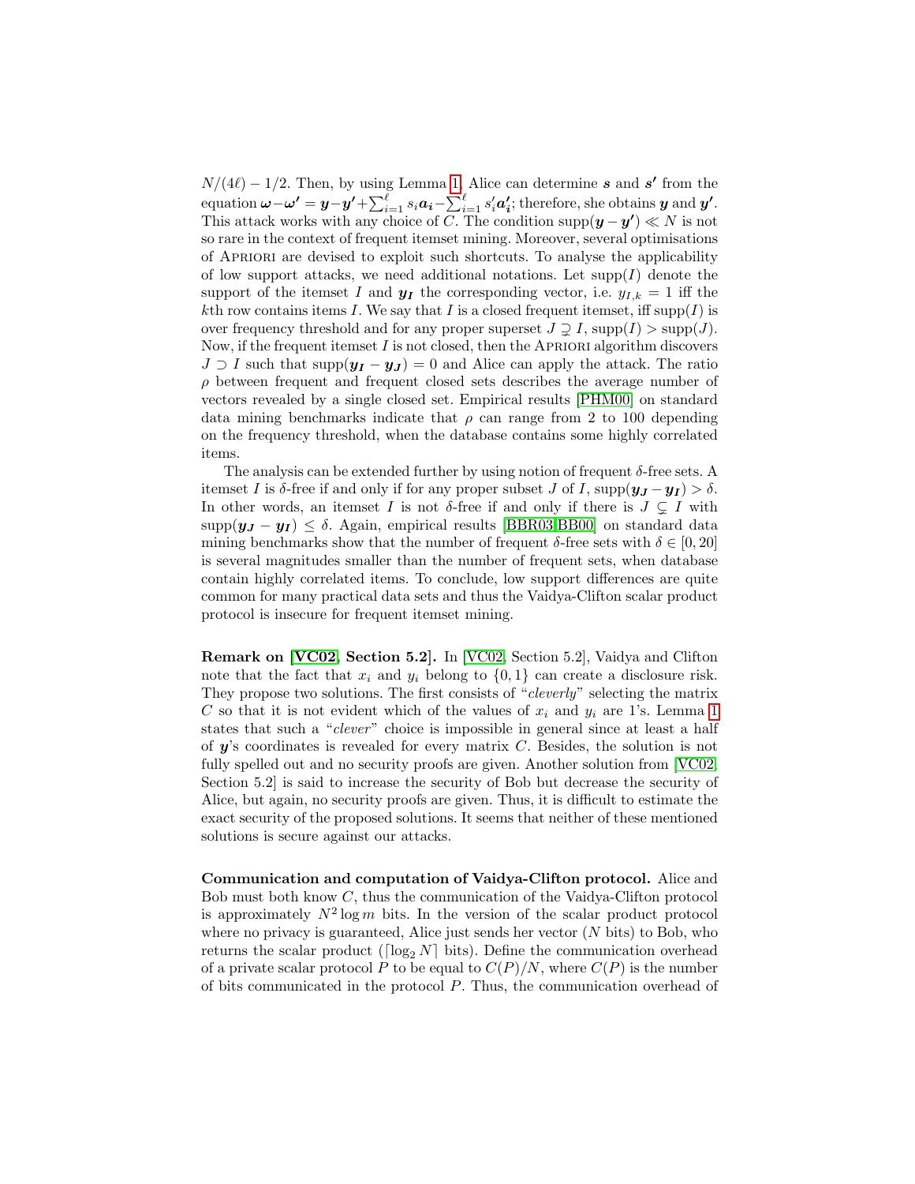$N/(4\ell) - 1/2$. Then, by using Lemma 1, Alice can determine $\boldsymbol{s}$ and $\boldsymbol{s'}$ from the equation $\boldsymbol{\omega} - \boldsymbol{\omega'} = \boldsymbol{y} - \boldsymbol{y'} + \sum_{i=1}^{\ell} s_i \boldsymbol{a_i} - \sum_{i=1}^{\ell} s'_i \boldsymbol{a'_i}$; therefore, she obtains $\boldsymbol{y}$ and $\boldsymbol{y'}$. This attack works with any choice of $C$. The condition $\mathrm{supp}(\boldsymbol{y} - \boldsymbol{y'}) \ll N$ is not so rare in the context of frequent itemset mining. Moreover, several optimisations of Apriori are devised to exploit such shortcuts. To analyse the applicability of low support attacks, we need additional notations. Let $\mathrm{supp}(I)$ denote the support of the itemset $I$ and $\boldsymbol{y_I}$ the corresponding vector, i.e. $y_{I,k} = 1$ iff the $k$th row contains items $I$. We say that $I$ is a closed frequent itemset, iff $\mathrm{supp}(I)$ is over frequency threshold and for any proper superset $J \supsetneq I$, $\mathrm{supp}(I) > \mathrm{supp}(J)$. Now, if the frequent itemset $I$ is not closed, then the Apriori algorithm discovers $J \supset I$ such that $\mathrm{supp}(\boldsymbol{y_I} - \boldsymbol{y_J}) = 0$ and Alice can apply the attack. The ratio $\rho$ between frequent and frequent closed sets describes the average number of vectors revealed by a single closed set. Empirical results [PHM00] on standard data mining benchmarks indicate that $\rho$ can range from 2 to 100 depending on the frequency threshold, when the database contains some highly correlated items.

The analysis can be extended further by using notion of frequent $\delta$-free sets. A itemset $I$ is $\delta$-free if and only if for any proper subset $J$ of $I$, $\mathrm{supp}(\boldsymbol{y_J} - \boldsymbol{y_I}) > \delta$. In other words, an itemset $I$ is not $\delta$-free if and only if there is $J \subsetneq I$ with $\mathrm{supp}(\boldsymbol{y_J} - \boldsymbol{y_I}) \leq \delta$. Again, empirical results [BBR03,BB00] on standard data mining benchmarks show that the number of frequent $\delta$-free sets with $\delta \in [0, 20]$ is several magnitudes smaller than the number of frequent sets, when database contain highly correlated items. To conclude, low support differences are quite common for many practical data sets and thus the Vaidya-Clifton scalar product protocol is insecure for frequent itemset mining.

**Remark on [VC02, Section 5.2].** In [VC02, Section 5.2], Vaidya and Clifton note that the fact that $x_i$ and $y_i$ belong to $\{0, 1\}$ can create a disclosure risk. They propose two solutions. The first consists of "*cleverly*" selecting the matrix $C$ so that it is not evident which of the values of $x_i$ and $y_i$ are 1's. Lemma 1 states that such a "*clever*" choice is impossible in general since at least a half of $\boldsymbol{y}$'s coordinates is revealed for every matrix $C$. Besides, the solution is not fully spelled out and no security proofs are given. Another solution from [VC02, Section 5.2] is said to increase the security of Bob but decrease the security of Alice, but again, no security proofs are given. Thus, it is difficult to estimate the exact security of the proposed solutions. It seems that neither of these mentioned solutions is secure against our attacks.

**Communication and computation of Vaidya-Clifton protocol.** Alice and Bob must both know $C$, thus the communication of the Vaidya-Clifton protocol is approximately $N^2 \log m$ bits. In the version of the scalar product protocol where no privacy is guaranteed, Alice just sends her vector ($N$ bits) to Bob, who returns the scalar product ($\lceil \log_2 N \rceil$ bits). Define the communication overhead of a private scalar protocol $P$ to be equal to $C(P)/N$, where $C(P)$ is the number of bits communicated in the protocol $P$. Thus, the communication overhead of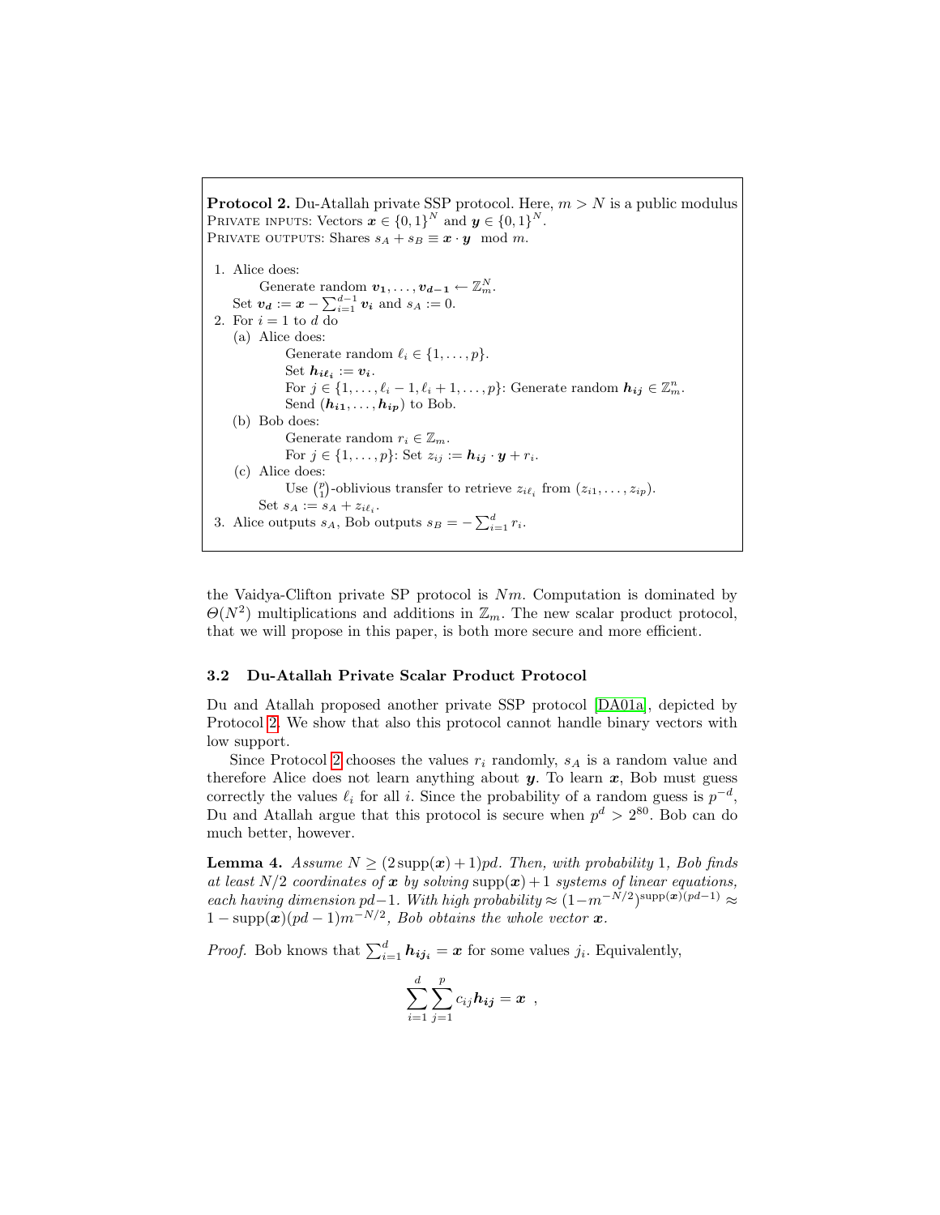**Protocol 2.** Du-Atallah private SSP protocol. Here, $m > N$ is a public modulus
PRIVATE INPUTS: Vectors $\boldsymbol{x} \in \{0,1\}^N$ and $\boldsymbol{y} \in \{0,1\}^N$.
PRIVATE OUTPUTS: Shares $s_A + s_B \equiv \boldsymbol{x} \cdot \boldsymbol{y} \mod m$.

1. Alice does:
   Generate random $\boldsymbol{v_1}, \ldots, \boldsymbol{v_{d-1}} \leftarrow \mathbb{Z}_m^N$.
   Set $\boldsymbol{v_d} := \boldsymbol{x} - \sum_{i=1}^{d-1} \boldsymbol{v_i}$ and $s_A := 0$.
2. For $i = 1$ to $d$ do
   (a) Alice does:
      Generate random $\ell_i \in \{1, \ldots, p\}$.
      Set $\boldsymbol{h_{i\ell_i}} := \boldsymbol{v_i}$.
      For $j \in \{1, \ldots, \ell_i - 1, \ell_i + 1, \ldots, p\}$: Generate random $\boldsymbol{h_{ij}} \in \mathbb{Z}_m^n$.
      Send $(\boldsymbol{h_{i1}}, \ldots, \boldsymbol{h_{ip}})$ to Bob.
   (b) Bob does:
      Generate random $r_i \in \mathbb{Z}_m$.
      For $j \in \{1, \ldots, p\}$: Set $z_{ij} := \boldsymbol{h_{ij}} \cdot \boldsymbol{y} + r_i$.
   (c) Alice does:
      Use $\binom{p}{1}$-oblivious transfer to retrieve $z_{i\ell_i}$ from $(z_{i1}, \ldots, z_{ip})$.
      Set $s_A := s_A + z_{i\ell_i}$.
3. Alice outputs $s_A$, Bob outputs $s_B = -\sum_{i=1}^{d} r_i$.

the Vaidya-Clifton private SP protocol is $Nm$. Computation is dominated by $\Theta(N^2)$ multiplications and additions in $\mathbb{Z}_m$. The new scalar product protocol, that we will propose in this paper, is both more secure and more efficient.

### 3.2 Du-Atallah Private Scalar Product Protocol

Du and Atallah proposed another private SSP protocol [DA01a], depicted by Protocol 2. We show that also this protocol cannot handle binary vectors with low support.

Since Protocol 2 chooses the values $r_i$ randomly, $s_A$ is a random value and therefore Alice does not learn anything about $\boldsymbol{y}$. To learn $\boldsymbol{x}$, Bob must guess correctly the values $\ell_i$ for all $i$. Since the probability of a random guess is $p^{-d}$, Du and Atallah argue that this protocol is secure when $p^d > 2^{80}$. Bob can do much better, however.

**Lemma 4.** *Assume $N \geq (2\operatorname{supp}(\boldsymbol{x})+1)pd$. Then, with probability 1, Bob finds at least $N/2$ coordinates of $\boldsymbol{x}$ by solving $\operatorname{supp}(\boldsymbol{x})+1$ systems of linear equations, each having dimension $pd-1$. With high probability $\approx (1-m^{-N/2})^{\operatorname{supp}(\boldsymbol{x})(pd-1)} \approx 1 - \operatorname{supp}(\boldsymbol{x})(pd-1)m^{-N/2}$, Bob obtains the whole vector $\boldsymbol{x}$.*

*Proof.* Bob knows that $\sum_{i=1}^{d} \boldsymbol{h_{ij_i}} = \boldsymbol{x}$ for some values $j_i$. Equivalently,

$$\sum_{i=1}^{d} \sum_{j=1}^{p} c_{ij} \boldsymbol{h_{ij}} = \boldsymbol{x} \enspace ,$$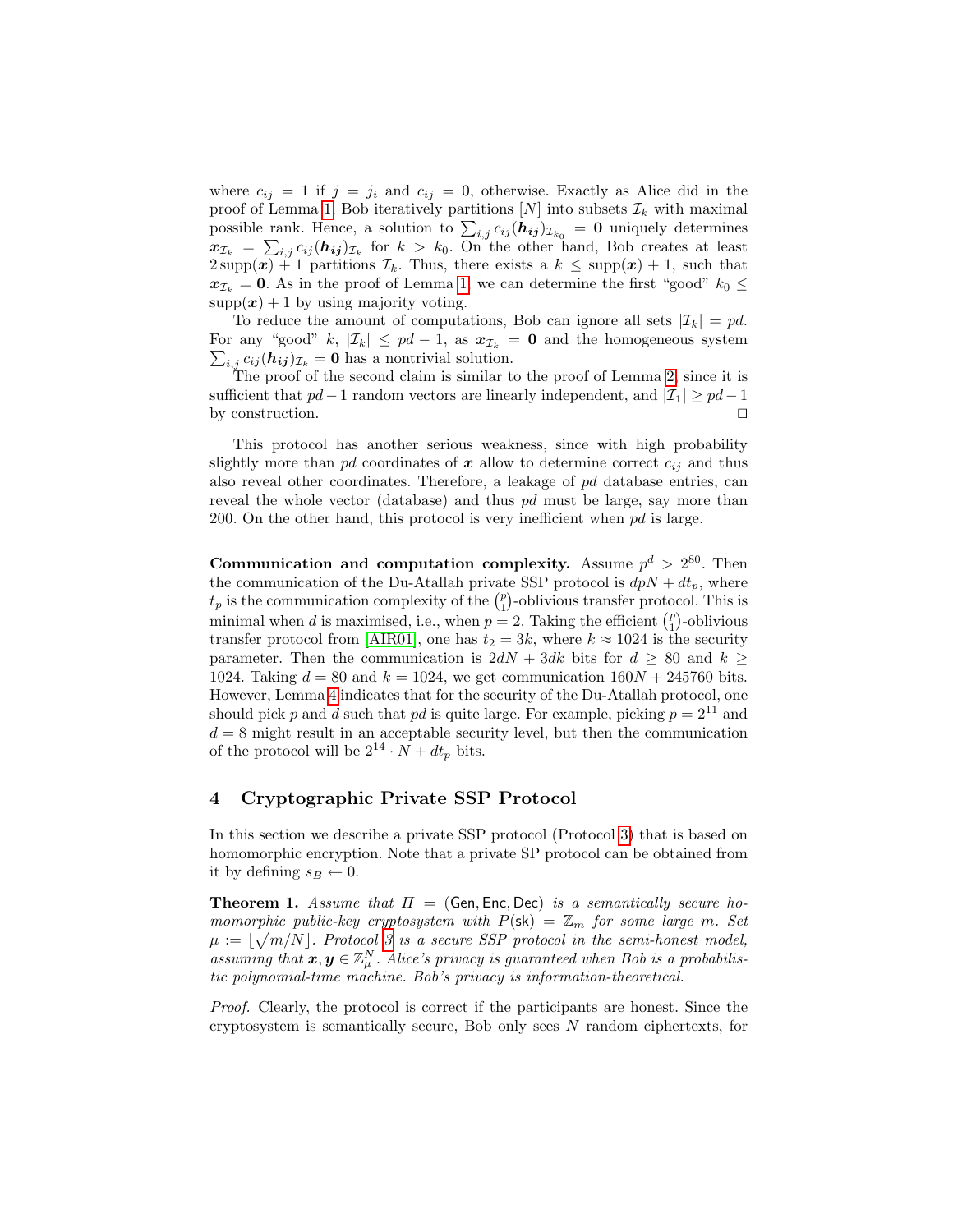where $c_{ij} = 1$ if $j = j_i$ and $c_{ij} = 0$, otherwise. Exactly as Alice did in the proof of Lemma 1, Bob iteratively partitions $[N]$ into subsets $\mathcal{I}_k$ with maximal possible rank. Hence, a solution to $\sum_{i,j} c_{ij}(\boldsymbol{h_{ij}})_{\mathcal{I}_{k_0}} = \boldsymbol{0}$ uniquely determines $\boldsymbol{x}_{\mathcal{I}_k} = \sum_{i,j} c_{ij}(\boldsymbol{h_{ij}})_{\mathcal{I}_k}$ for $k > k_0$. On the other hand, Bob creates at least $2\,\mathrm{supp}(\boldsymbol{x}) + 1$ partitions $\mathcal{I}_k$. Thus, there exists a $k \leq \mathrm{supp}(\boldsymbol{x}) + 1$, such that $\boldsymbol{x}_{\mathcal{I}_k} = \boldsymbol{0}$. As in the proof of Lemma 1, we can determine the first "good" $k_0 \leq \mathrm{supp}(\boldsymbol{x}) + 1$ by using majority voting.

To reduce the amount of computations, Bob can ignore all sets $|\mathcal{I}_k| = pd$. For any "good" $k$, $|\mathcal{I}_k| \leq pd - 1$, as $\boldsymbol{x}_{\mathcal{I}_k} = \boldsymbol{0}$ and the homogeneous system $\sum_{i,j} c_{ij}(\boldsymbol{h_{ij}})_{\mathcal{I}_k} = \boldsymbol{0}$ has a nontrivial solution.

The proof of the second claim is similar to the proof of Lemma 2, since it is sufficient that $pd-1$ random vectors are linearly independent, and $|\mathcal{I}_1| \geq pd-1$ by construction. □

This protocol has another serious weakness, since with high probability slightly more than $pd$ coordinates of $\boldsymbol{x}$ allow to determine correct $c_{ij}$ and thus also reveal other coordinates. Therefore, a leakage of $pd$ database entries, can reveal the whole vector (database) and thus $pd$ must be large, say more than 200. On the other hand, this protocol is very inefficient when $pd$ is large.

**Communication and computation complexity.** Assume $p^d > 2^{80}$. Then the communication of the Du-Atallah private SSP protocol is $dpN + dt_p$, where $t_p$ is the communication complexity of the $\binom{p}{1}$-oblivious transfer protocol. This is minimal when $d$ is maximised, i.e., when $p = 2$. Taking the efficient $\binom{p}{1}$-oblivious transfer protocol from [AIR01], one has $t_2 = 3k$, where $k \approx 1024$ is the security parameter. Then the communication is $2dN + 3dk$ bits for $d \geq 80$ and $k \geq 1024$. Taking $d = 80$ and $k = 1024$, we get communication $160N + 245760$ bits. However, Lemma 4 indicates that for the security of the Du-Atallah protocol, one should pick $p$ and $d$ such that $pd$ is quite large. For example, picking $p = 2^{11}$ and $d = 8$ might result in an acceptable security level, but then the communication of the protocol will be $2^{14} \cdot N + dt_p$ bits.

## 4 Cryptographic Private SSP Protocol

In this section we describe a private SSP protocol (Protocol 3) that is based on homomorphic encryption. Note that a private SP protocol can be obtained from it by defining $s_B \leftarrow 0$.

**Theorem 1.** *Assume that $\Pi = (\mathsf{Gen}, \mathsf{Enc}, \mathsf{Dec})$ is a semantically secure homomorphic public-key cryptosystem with $P(\mathsf{sk}) = \mathbb{Z}_m$ for some large $m$. Set $\mu := \lfloor \sqrt{m/N} \rfloor$. Protocol 3 is a secure SSP protocol in the semi-honest model, assuming that $\boldsymbol{x}, \boldsymbol{y} \in \mathbb{Z}_\mu^N$. Alice's privacy is guaranteed when Bob is a probabilistic polynomial-time machine. Bob's privacy is information-theoretical.*

*Proof.* Clearly, the protocol is correct if the participants are honest. Since the cryptosystem is semantically secure, Bob only sees $N$ random ciphertexts, for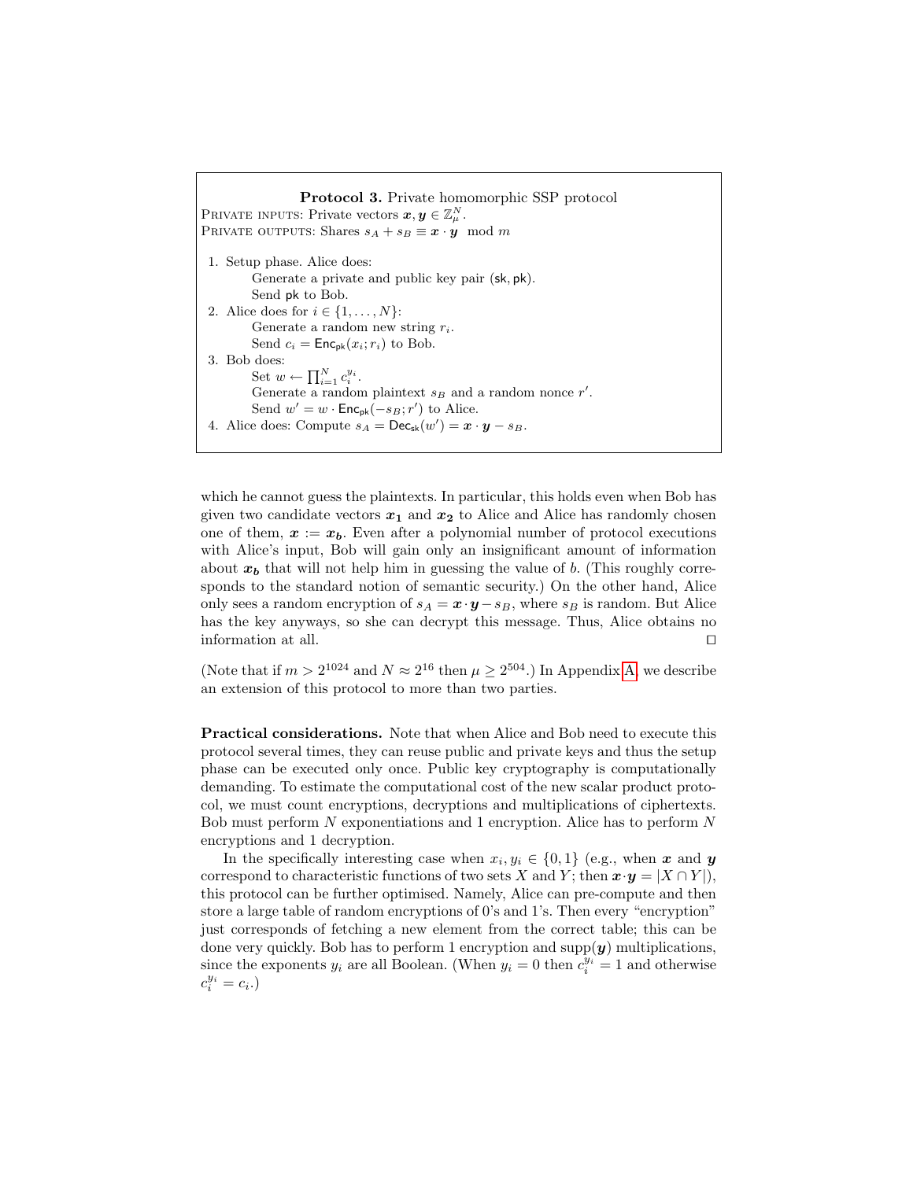**Protocol 3.** Private homomorphic SSP protocol

PRIVATE INPUTS: Private vectors $\boldsymbol{x}, \boldsymbol{y} \in \mathbb{Z}_\mu^N$.

PRIVATE OUTPUTS: Shares $s_A + s_B \equiv \boldsymbol{x} \cdot \boldsymbol{y} \mod m$

1. Setup phase. Alice does:
   - Generate a private and public key pair $(\mathsf{sk}, \mathsf{pk})$.
   - Send $\mathsf{pk}$ to Bob.
2. Alice does for $i \in \{1, \ldots, N\}$:
   - Generate a random new string $r_i$.
   - Send $c_i = \mathsf{Enc}_{\mathsf{pk}}(x_i; r_i)$ to Bob.
3. Bob does:
   - Set $w \leftarrow \prod_{i=1}^N c_i^{y_i}$.
   - Generate a random plaintext $s_B$ and a random nonce $r'$.
   - Send $w' = w \cdot \mathsf{Enc}_{\mathsf{pk}}(-s_B; r')$ to Alice.
4. Alice does: Compute $s_A = \mathsf{Dec}_{\mathsf{sk}}(w') = \boldsymbol{x} \cdot \boldsymbol{y} - s_B$.

which he cannot guess the plaintexts. In particular, this holds even when Bob has given two candidate vectors $\boldsymbol{x_1}$ and $\boldsymbol{x_2}$ to Alice and Alice has randomly chosen one of them, $\boldsymbol{x} := \boldsymbol{x_b}$. Even after a polynomial number of protocol executions with Alice's input, Bob will gain only an insignificant amount of information about $\boldsymbol{x_b}$ that will not help him in guessing the value of $b$. (This roughly corresponds to the standard notion of semantic security.) On the other hand, Alice only sees a random encryption of $s_A = \boldsymbol{x} \cdot \boldsymbol{y} - s_B$, where $s_B$ is random. But Alice has the key anyways, so she can decrypt this message. Thus, Alice obtains no information at all. $\square$

(Note that if $m > 2^{1024}$ and $N \approx 2^{16}$ then $\mu \geq 2^{504}$.) In Appendix A, we describe an extension of this protocol to more than two parties.

**Practical considerations.** Note that when Alice and Bob need to execute this protocol several times, they can reuse public and private keys and thus the setup phase can be executed only once. Public key cryptography is computationally demanding. To estimate the computational cost of the new scalar product protocol, we must count encryptions, decryptions and multiplications of ciphertexts. Bob must perform $N$ exponentiations and 1 encryption. Alice has to perform $N$ encryptions and 1 decryption.

In the specifically interesting case when $x_i, y_i \in \{0, 1\}$ (e.g., when $\boldsymbol{x}$ and $\boldsymbol{y}$ correspond to characteristic functions of two sets $X$ and $Y$; then $\boldsymbol{x} \cdot \boldsymbol{y} = |X \cap Y|$), this protocol can be further optimised. Namely, Alice can pre-compute and then store a large table of random encryptions of 0's and 1's. Then every "encryption" just corresponds of fetching a new element from the correct table; this can be done very quickly. Bob has to perform 1 encryption and $\mathrm{supp}(\boldsymbol{y})$ multiplications, since the exponents $y_i$ are all Boolean. (When $y_i = 0$ then $c_i^{y_i} = 1$ and otherwise $c_i^{y_i} = c_i$.)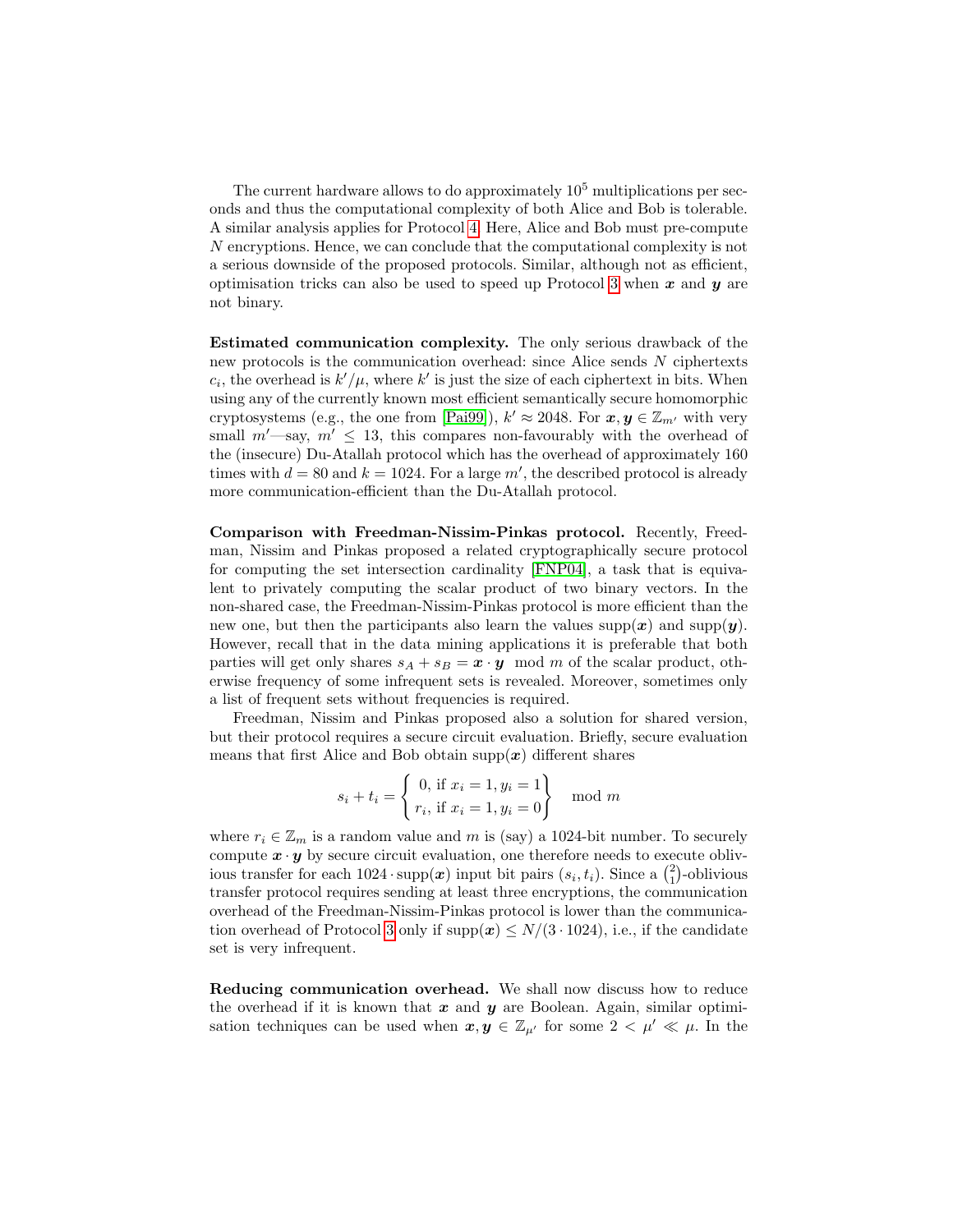The current hardware allows to do approximately $10^5$ multiplications per seconds and thus the computational complexity of both Alice and Bob is tolerable. A similar analysis applies for Protocol 4. Here, Alice and Bob must pre-compute $N$ encryptions. Hence, we can conclude that the computational complexity is not a serious downside of the proposed protocols. Similar, although not as efficient, optimisation tricks can also be used to speed up Protocol 3 when $\boldsymbol{x}$ and $\boldsymbol{y}$ are not binary.

**Estimated communication complexity.** The only serious drawback of the new protocols is the communication overhead: since Alice sends $N$ ciphertexts $c_i$, the overhead is $k'/\mu$, where $k'$ is just the size of each ciphertext in bits. When using any of the currently known most efficient semantically secure homomorphic cryptosystems (e.g., the one from [Pai99]), $k' \approx 2048$. For $\boldsymbol{x}, \boldsymbol{y} \in \mathbb{Z}_{m'}$ with very small $m'$—say, $m' \leq 13$, this compares non-favourably with the overhead of the (insecure) Du-Atallah protocol which has the overhead of approximately 160 times with $d = 80$ and $k = 1024$. For a large $m'$, the described protocol is already more communication-efficient than the Du-Atallah protocol.

**Comparison with Freedman-Nissim-Pinkas protocol.** Recently, Freedman, Nissim and Pinkas proposed a related cryptographically secure protocol for computing the set intersection cardinality [FNP04], a task that is equivalent to privately computing the scalar product of two binary vectors. In the non-shared case, the Freedman-Nissim-Pinkas protocol is more efficient than the new one, but then the participants also learn the values $\operatorname{supp}(\boldsymbol{x})$ and $\operatorname{supp}(\boldsymbol{y})$. However, recall that in the data mining applications it is preferable that both parties will get only shares $s_A + s_B = \boldsymbol{x} \cdot \boldsymbol{y} \mod m$ of the scalar product, otherwise frequency of some infrequent sets is revealed. Moreover, sometimes only a list of frequent sets without frequencies is required.

Freedman, Nissim and Pinkas proposed also a solution for shared version, but their protocol requires a secure circuit evaluation. Briefly, secure evaluation means that first Alice and Bob obtain $\operatorname{supp}(\boldsymbol{x})$ different shares

$$s_i + t_i = \left\{ \begin{array}{l} 0, \text{ if } x_i = 1, y_i = 1 \\ r_i, \text{ if } x_i = 1, y_i = 0 \end{array} \right\} \mod m$$

where $r_i \in \mathbb{Z}_m$ is a random value and $m$ is (say) a 1024-bit number. To securely compute $\boldsymbol{x} \cdot \boldsymbol{y}$ by secure circuit evaluation, one therefore needs to execute oblivious transfer for each $1024 \cdot \operatorname{supp}(\boldsymbol{x})$ input bit pairs $(s_i, t_i)$. Since a $\binom{2}{1}$-oblivious transfer protocol requires sending at least three encryptions, the communication overhead of the Freedman-Nissim-Pinkas protocol is lower than the communication overhead of Protocol 3 only if $\operatorname{supp}(\boldsymbol{x}) \leq N/(3 \cdot 1024)$, i.e., if the candidate set is very infrequent.

**Reducing communication overhead.** We shall now discuss how to reduce the overhead if it is known that $\boldsymbol{x}$ and $\boldsymbol{y}$ are Boolean. Again, similar optimisation techniques can be used when $\boldsymbol{x}, \boldsymbol{y} \in \mathbb{Z}_{\mu'}$ for some $2 < \mu' \ll \mu$. In the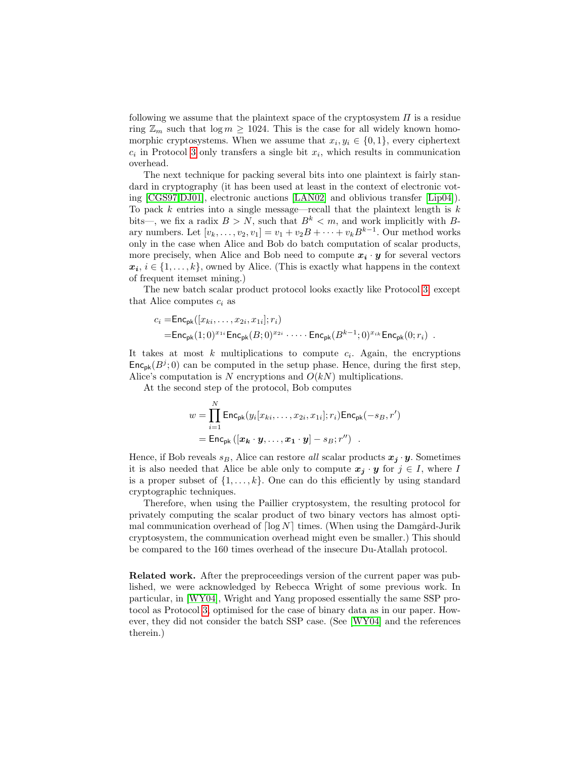following we assume that the plaintext space of the cryptosystem $\Pi$ is a residue ring $\mathbb{Z}_m$ such that $\log m \geq 1024$. This is the case for all widely known homomorphic cryptosystems. When we assume that $x_i, y_i \in \{0,1\}$, every ciphertext $c_i$ in Protocol 3 only transfers a single bit $x_i$, which results in communication overhead.

The next technique for packing several bits into one plaintext is fairly standard in cryptography (it has been used at least in the context of electronic voting [CGS97,DJ01], electronic auctions [LAN02] and oblivious transfer [Lip04]). To pack $k$ entries into a single message—recall that the plaintext length is $k$ bits—, we fix a radix $B > N$, such that $B^k < m$, and work implicitly with $B$-ary numbers. Let $[v_k, \ldots, v_2, v_1] = v_1 + v_2 B + \cdots + v_k B^{k-1}$. Our method works only in the case when Alice and Bob do batch computation of scalar products, more precisely, when Alice and Bob need to compute $\boldsymbol{x_i} \cdot \boldsymbol{y}$ for several vectors $\boldsymbol{x_i}$, $i \in \{1, \ldots, k\}$, owned by Alice. (This is exactly what happens in the context of frequent itemset mining.)

The new batch scalar product protocol looks exactly like Protocol 3, except that Alice computes $c_i$ as

$$
\begin{aligned}
c_i =& \mathsf{Enc}_{\mathsf{pk}}([x_{ki}, \ldots, x_{2i}, x_{1i}]; r_i) \\
=& \mathsf{Enc}_{\mathsf{pk}}(1;0)^{x_{1i}} \mathsf{Enc}_{\mathsf{pk}}(B;0)^{x_{2i}} \cdot \cdots \cdot \mathsf{Enc}_{\mathsf{pk}}(B^{k-1};0)^{x_{ik}} \mathsf{Enc}_{\mathsf{pk}}(0;r_i) \enspace .
\end{aligned}
$$

It takes at most $k$ multiplications to compute $c_i$. Again, the encryptions $\mathsf{Enc}_{\mathsf{pk}}(B^j;0)$ can be computed in the setup phase. Hence, during the first step, Alice's computation is $N$ encryptions and $O(kN)$ multiplications.

At the second step of the protocol, Bob computes

$$
\begin{aligned}
w =& \prod_{i=1}^{N} \mathsf{Enc}_{\mathsf{pk}}(y_i [x_{ki}, \ldots, x_{2i}, x_{1i}]; r_i) \mathsf{Enc}_{\mathsf{pk}}(-s_B, r') \\
=& \mathsf{Enc}_{\mathsf{pk}}\left([\boldsymbol{x_k} \cdot \boldsymbol{y}, \ldots, \boldsymbol{x_1} \cdot \boldsymbol{y}] - s_B; r''\right) \enspace .
\end{aligned}
$$

Hence, if Bob reveals $s_B$, Alice can restore *all* scalar products $\boldsymbol{x_j} \cdot \boldsymbol{y}$. Sometimes it is also needed that Alice be able only to compute $\boldsymbol{x_j} \cdot \boldsymbol{y}$ for $j \in I$, where $I$ is a proper subset of $\{1, \ldots, k\}$. One can do this efficiently by using standard cryptographic techniques.

Therefore, when using the Paillier cryptosystem, the resulting protocol for privately computing the scalar product of two binary vectors has almost optimal communication overhead of $\lceil \log N \rceil$ times. (When using the Damgård-Jurik cryptosystem, the communication overhead might even be smaller.) This should be compared to the 160 times overhead of the insecure Du-Atallah protocol.

**Related work.** After the preproceedings version of the current paper was published, we were acknowledged by Rebecca Wright of some previous work. In particular, in [WY04], Wright and Yang proposed essentially the same SSP protocol as Protocol 3, optimised for the case of binary data as in our paper. However, they did not consider the batch SSP case. (See [WY04] and the references therein.)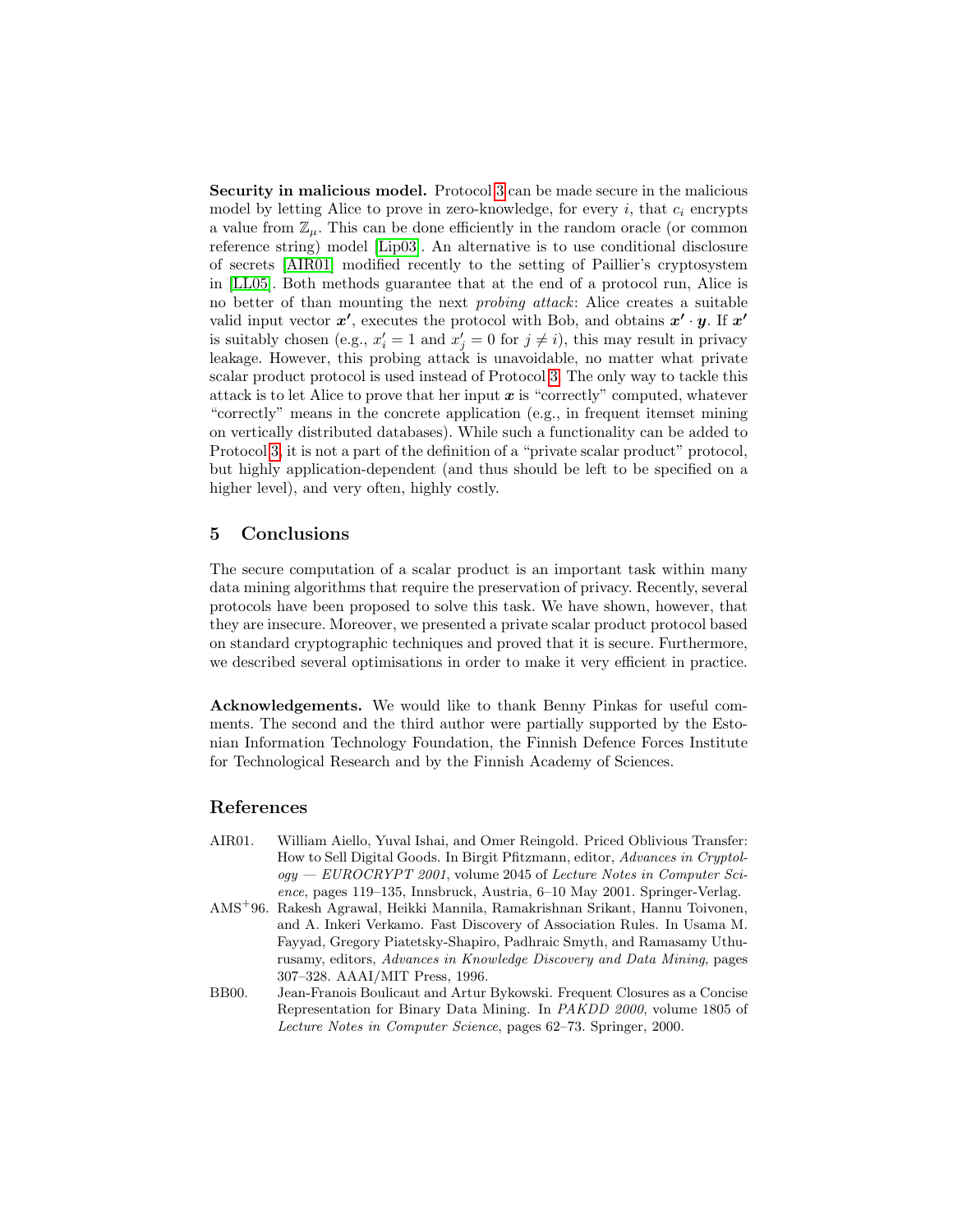**Security in malicious model.** Protocol 3 can be made secure in the malicious model by letting Alice to prove in zero-knowledge, for every $i$, that $c_i$ encrypts a value from $\mathbb{Z}_\mu$. This can be done efficiently in the random oracle (or common reference string) model [Lip03]. An alternative is to use conditional disclosure of secrets [AIR01] modified recently to the setting of Paillier's cryptosystem in [LL05]. Both methods guarantee that at the end of a protocol run, Alice is no better of than mounting the next *probing attack*: Alice creates a suitable valid input vector $\boldsymbol{x'}$, executes the protocol with Bob, and obtains $\boldsymbol{x'} \cdot \boldsymbol{y}$. If $\boldsymbol{x'}$ is suitably chosen (e.g., $x'_i = 1$ and $x'_j = 0$ for $j \neq i$), this may result in privacy leakage. However, this probing attack is unavoidable, no matter what private scalar product protocol is used instead of Protocol 3. The only way to tackle this attack is to let Alice to prove that her input $\boldsymbol{x}$ is "correctly" computed, whatever "correctly" means in the concrete application (e.g., in frequent itemset mining on vertically distributed databases). While such a functionality can be added to Protocol 3, it is not a part of the definition of a "private scalar product" protocol, but highly application-dependent (and thus should be left to be specified on a higher level), and very often, highly costly.

## 5 Conclusions

The secure computation of a scalar product is an important task within many data mining algorithms that require the preservation of privacy. Recently, several protocols have been proposed to solve this task. We have shown, however, that they are insecure. Moreover, we presented a private scalar product protocol based on standard cryptographic techniques and proved that it is secure. Furthermore, we described several optimisations in order to make it very efficient in practice.

**Acknowledgements.** We would like to thank Benny Pinkas for useful comments. The second and the third author were partially supported by the Estonian Information Technology Foundation, the Finnish Defence Forces Institute for Technological Research and by the Finnish Academy of Sciences.

## References

AIR01. William Aiello, Yuval Ishai, and Omer Reingold. Priced Oblivious Transfer: How to Sell Digital Goods. In Birgit Pfitzmann, editor, *Advances in Cryptology — EUROCRYPT 2001*, volume 2045 of *Lecture Notes in Computer Science*, pages 119–135, Innsbruck, Austria, 6–10 May 2001. Springer-Verlag.

AMS+96. Rakesh Agrawal, Heikki Mannila, Ramakrishnan Srikant, Hannu Toivonen, and A. Inkeri Verkamo. Fast Discovery of Association Rules. In Usama M. Fayyad, Gregory Piatetsky-Shapiro, Padhraic Smyth, and Ramasamy Uthurusamy, editors, *Advances in Knowledge Discovery and Data Mining*, pages 307–328. AAAI/MIT Press, 1996.

BB00. Jean-Franois Boulicaut and Artur Bykowski. Frequent Closures as a Concise Representation for Binary Data Mining. In *PAKDD 2000*, volume 1805 of *Lecture Notes in Computer Science*, pages 62–73. Springer, 2000.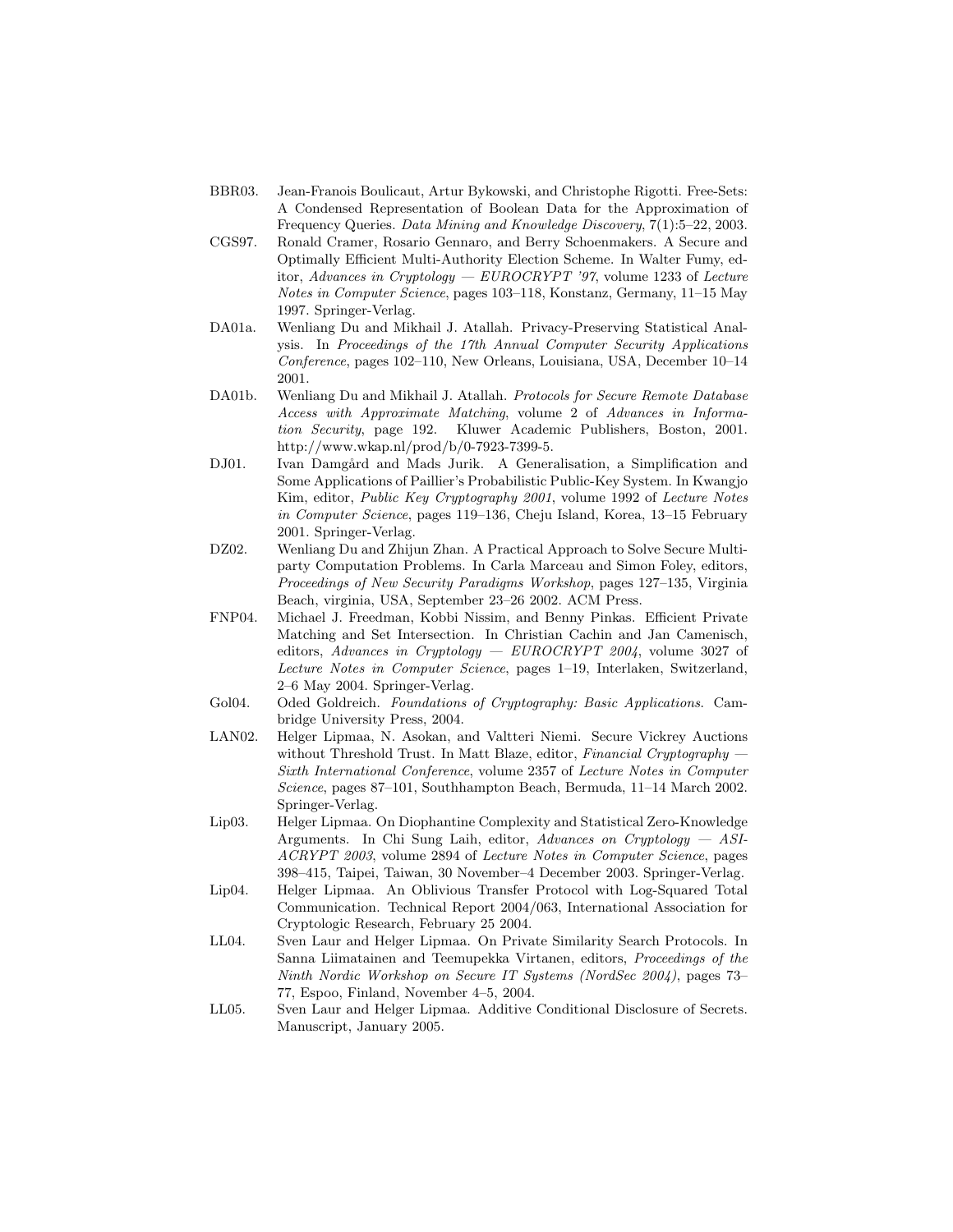BBR03. Jean-Franois Boulicaut, Artur Bykowski, and Christophe Rigotti. Free-Sets: A Condensed Representation of Boolean Data for the Approximation of Frequency Queries. *Data Mining and Knowledge Discovery*, 7(1):5–22, 2003.

CGS97. Ronald Cramer, Rosario Gennaro, and Berry Schoenmakers. A Secure and Optimally Efficient Multi-Authority Election Scheme. In Walter Fumy, editor, *Advances in Cryptology — EUROCRYPT '97*, volume 1233 of *Lecture Notes in Computer Science*, pages 103–118, Konstanz, Germany, 11–15 May 1997. Springer-Verlag.

DA01a. Wenliang Du and Mikhail J. Atallah. Privacy-Preserving Statistical Analysis. In *Proceedings of the 17th Annual Computer Security Applications Conference*, pages 102–110, New Orleans, Louisiana, USA, December 10–14 2001.

DA01b. Wenliang Du and Mikhail J. Atallah. *Protocols for Secure Remote Database Access with Approximate Matching*, volume 2 of *Advances in Information Security*, page 192. Kluwer Academic Publishers, Boston, 2001. http://www.wkap.nl/prod/b/0-7923-7399-5.

DJ01. Ivan Damgård and Mads Jurik. A Generalisation, a Simplification and Some Applications of Paillier's Probabilistic Public-Key System. In Kwangjo Kim, editor, *Public Key Cryptography 2001*, volume 1992 of *Lecture Notes in Computer Science*, pages 119–136, Cheju Island, Korea, 13–15 February 2001. Springer-Verlag.

DZ02. Wenliang Du and Zhijun Zhan. A Practical Approach to Solve Secure Multiparty Computation Problems. In Carla Marceau and Simon Foley, editors, *Proceedings of New Security Paradigms Workshop*, pages 127–135, Virginia Beach, virginia, USA, September 23–26 2002. ACM Press.

FNP04. Michael J. Freedman, Kobbi Nissim, and Benny Pinkas. Efficient Private Matching and Set Intersection. In Christian Cachin and Jan Camenisch, editors, *Advances in Cryptology — EUROCRYPT 2004*, volume 3027 of *Lecture Notes in Computer Science*, pages 1–19, Interlaken, Switzerland, 2–6 May 2004. Springer-Verlag.

Gol04. Oded Goldreich. *Foundations of Cryptography: Basic Applications*. Cambridge University Press, 2004.

LAN02. Helger Lipmaa, N. Asokan, and Valtteri Niemi. Secure Vickrey Auctions without Threshold Trust. In Matt Blaze, editor, *Financial Cryptography — Sixth International Conference*, volume 2357 of *Lecture Notes in Computer Science*, pages 87–101, Southhampton Beach, Bermuda, 11–14 March 2002. Springer-Verlag.

Lip03. Helger Lipmaa. On Diophantine Complexity and Statistical Zero-Knowledge Arguments. In Chi Sung Laih, editor, *Advances on Cryptology — ASIACRYPT 2003*, volume 2894 of *Lecture Notes in Computer Science*, pages 398–415, Taipei, Taiwan, 30 November–4 December 2003. Springer-Verlag.

Lip04. Helger Lipmaa. An Oblivious Transfer Protocol with Log-Squared Total Communication. Technical Report 2004/063, International Association for Cryptologic Research, February 25 2004.

LL04. Sven Laur and Helger Lipmaa. On Private Similarity Search Protocols. In Sanna Liimatainen and Teemupekka Virtanen, editors, *Proceedings of the Ninth Nordic Workshop on Secure IT Systems (NordSec 2004)*, pages 73–77, Espoo, Finland, November 4–5, 2004.

LL05. Sven Laur and Helger Lipmaa. Additive Conditional Disclosure of Secrets. Manuscript, January 2005.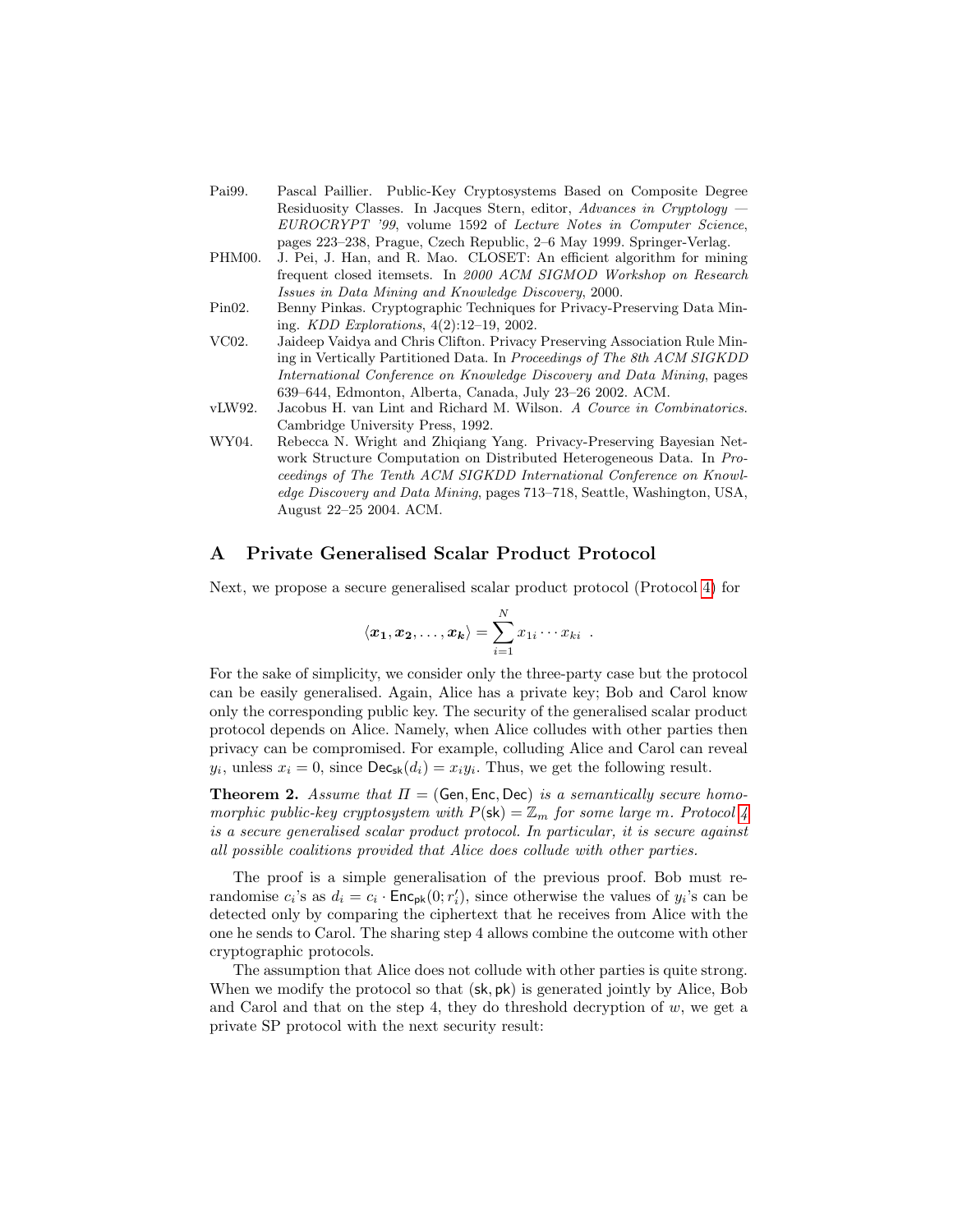Pai99. Pascal Paillier. Public-Key Cryptosystems Based on Composite Degree Residuosity Classes. In Jacques Stern, editor, *Advances in Cryptology — EUROCRYPT '99*, volume 1592 of *Lecture Notes in Computer Science*, pages 223–238, Prague, Czech Republic, 2–6 May 1999. Springer-Verlag.

PHM00. J. Pei, J. Han, and R. Mao. CLOSET: An efficient algorithm for mining frequent closed itemsets. In *2000 ACM SIGMOD Workshop on Research Issues in Data Mining and Knowledge Discovery*, 2000.

Pin02. Benny Pinkas. Cryptographic Techniques for Privacy-Preserving Data Mining. *KDD Explorations*, 4(2):12–19, 2002.

VC02. Jaideep Vaidya and Chris Clifton. Privacy Preserving Association Rule Mining in Vertically Partitioned Data. In *Proceedings of The 8th ACM SIGKDD International Conference on Knowledge Discovery and Data Mining*, pages 639–644, Edmonton, Alberta, Canada, July 23–26 2002. ACM.

vLW92. Jacobus H. van Lint and Richard M. Wilson. *A Cource in Combinatorics*. Cambridge University Press, 1992.

WY04. Rebecca N. Wright and Zhiqiang Yang. Privacy-Preserving Bayesian Network Structure Computation on Distributed Heterogeneous Data. In *Proceedings of The Tenth ACM SIGKDD International Conference on Knowledge Discovery and Data Mining*, pages 713–718, Seattle, Washington, USA, August 22–25 2004. ACM.

## A Private Generalised Scalar Product Protocol

Next, we propose a secure generalised scalar product protocol (Protocol 4) for

$$\langle \boldsymbol{x_1}, \boldsymbol{x_2}, \ldots, \boldsymbol{x_k} \rangle = \sum_{i=1}^{N} x_{1i} \cdots x_{ki} \enspace .$$

For the sake of simplicity, we consider only the three-party case but the protocol can be easily generalised. Again, Alice has a private key; Bob and Carol know only the corresponding public key. The security of the generalised scalar product protocol depends on Alice. Namely, when Alice colludes with other parties then privacy can be compromised. For example, colluding Alice and Carol can reveal $y_i$, unless $x_i = 0$, since $\mathsf{Dec}_{\mathsf{sk}}(d_i) = x_i y_i$. Thus, we get the following result.

**Theorem 2.** *Assume that $\Pi = (\mathsf{Gen}, \mathsf{Enc}, \mathsf{Dec})$ is a semantically secure homomorphic public-key cryptosystem with $P(\mathsf{sk}) = \mathbb{Z}_m$ for some large $m$. Protocol 4 is a secure generalised scalar product protocol. In particular, it is secure against all possible coalitions provided that Alice does collude with other parties.*

The proof is a simple generalisation of the previous proof. Bob must rerandomise $c_i$'s as $d_i = c_i \cdot \mathsf{Enc}_{\mathsf{pk}}(0; r_i')$, since otherwise the values of $y_i$'s can be detected only by comparing the ciphertext that he receives from Alice with the one he sends to Carol. The sharing step 4 allows combine the outcome with other cryptographic protocols.

The assumption that Alice does not collude with other parties is quite strong. When we modify the protocol so that $(\mathsf{sk}, \mathsf{pk})$ is generated jointly by Alice, Bob and Carol and that on the step 4, they do threshold decryption of $w$, we get a private SP protocol with the next security result: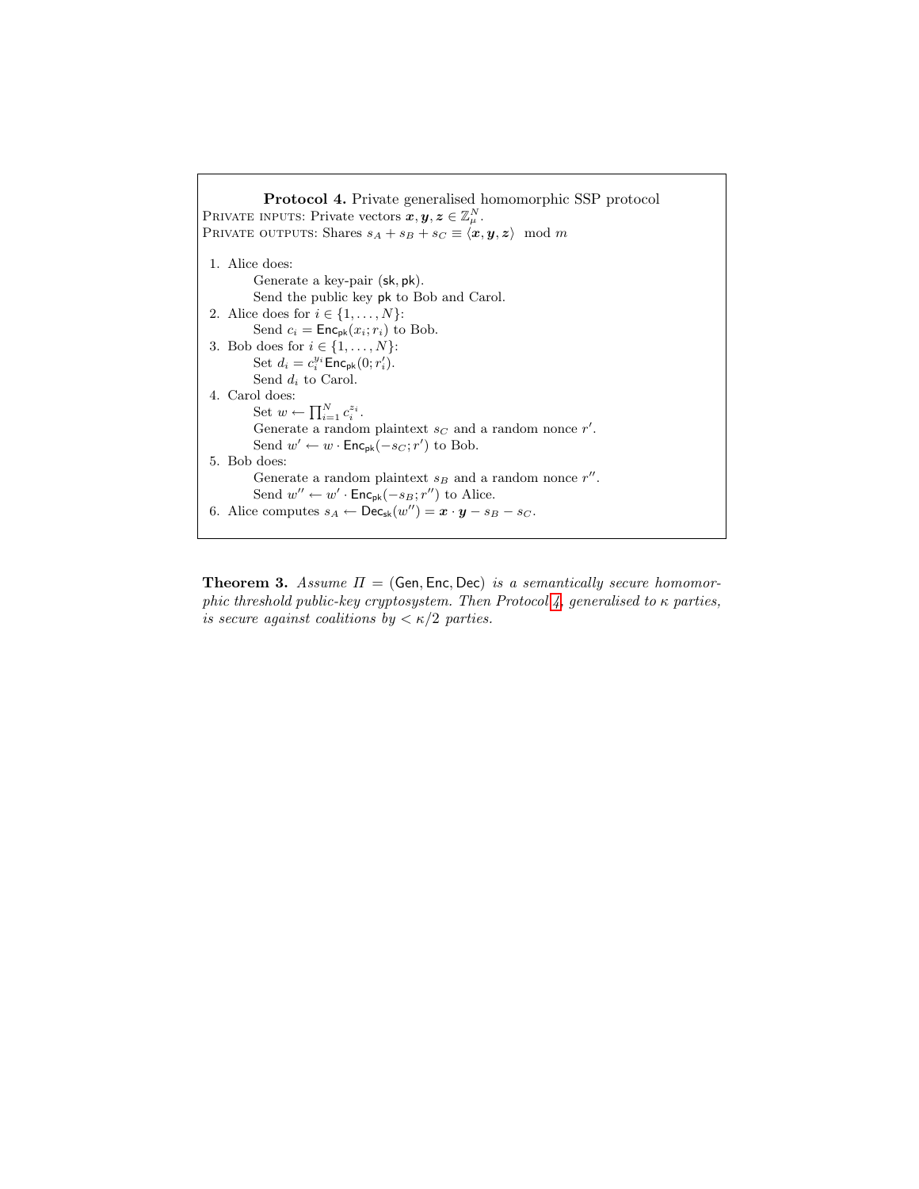**Protocol 4.** Private generalised homomorphic SSP protocol

Private inputs: Private vectors $\boldsymbol{x}, \boldsymbol{y}, \boldsymbol{z} \in \mathbb{Z}_\mu^N$.
Private outputs: Shares $s_A + s_B + s_C \equiv \langle \boldsymbol{x}, \boldsymbol{y}, \boldsymbol{z} \rangle \mod m$

1. Alice does:
   Generate a key-pair $(\mathsf{sk}, \mathsf{pk})$.
   Send the public key $\mathsf{pk}$ to Bob and Carol.
2. Alice does for $i \in \{1, \dots, N\}$:
   Send $c_i = \mathsf{Enc}_{\mathsf{pk}}(x_i; r_i)$ to Bob.
3. Bob does for $i \in \{1, \dots, N\}$:
   Set $d_i = c_i^{y_i} \mathsf{Enc}_{\mathsf{pk}}(0; r_i')$.
   Send $d_i$ to Carol.
4. Carol does:
   Set $w \leftarrow \prod_{i=1}^{N} c_i^{z_i}$.
   Generate a random plaintext $s_C$ and a random nonce $r'$.
   Send $w' \leftarrow w \cdot \mathsf{Enc}_{\mathsf{pk}}(-s_C; r')$ to Bob.
5. Bob does:
   Generate a random plaintext $s_B$ and a random nonce $r''$.
   Send $w'' \leftarrow w' \cdot \mathsf{Enc}_{\mathsf{pk}}(-s_B; r'')$ to Alice.
6. Alice computes $s_A \leftarrow \mathsf{Dec}_{\mathsf{sk}}(w'') = \boldsymbol{x} \cdot \boldsymbol{y} - s_B - s_C$.

**Theorem 3.** *Assume $\Pi = (\mathsf{Gen}, \mathsf{Enc}, \mathsf{Dec})$ is a semantically secure homomorphic threshold public-key cryptosystem. Then Protocol 4, generalised to $\kappa$ parties, is secure against coalitions by $< \kappa/2$ parties.*